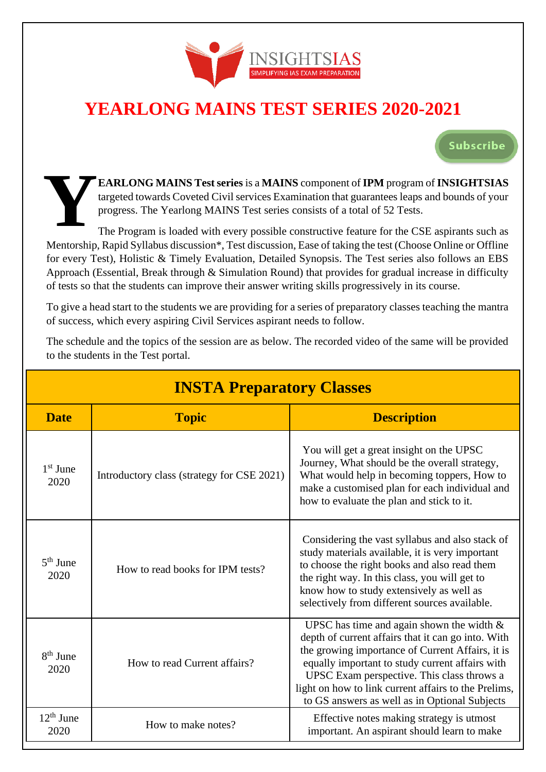# YEARLONG MAINS TEST SERIES 2020-2021

Subscribe

**YEARLONG MAINS Test series** is a **MAINS** component of **IPM** program of **INSIGHTSIAS** targeted towards Coveted Civil services Examination that guarantees leaps and bounds of your progress. The Yearlong MAINS Test series consists of a total of 52 Tests.

The Program is loaded with every possible constructive feature for the CSE aspirants such as Mentorship, Rapid Syllabus discussion*, Test discussion, Ease of taking the test (Choose Online or Offline for every Test), Holistic & Timely Evaluation, Detailed Synopsis. The Test series also follows an EBS Approach (Essential, Break through & Simulation Round) that provides for gradual increase in difficulty of tests so that the students can improve their answer writing skills progressively in its course.

To give a head start to the students we are providing for a series of preparatory classes teaching the mantra of success, which every aspiring Civil Services aspirant needs to follow.

The schedule and the topics of the session are as below. The recorded video of the same will be provided to the students in the Test portal.

## INSTA Preparatory Classes

| Date | Topic | Description |
|---|---|---|
| 1st June 2020 | Introductory class (strategy for CSE 2021) | You will get a great insight on the UPSC Journey, What should be the overall strategy, What would help in becoming toppers, How to make a customised plan for each individual and how to evaluate the plan and stick to it. |
| 5th June 2020 | How to read books for IPM tests? | Considering the vast syllabus and also stack of study materials available, it is very important to choose the right books and also read them the right way. In this class, you will get to know how to study extensively as well as selectively from different sources available. |
| 8th June 2020 | How to read Current affairs? | UPSC has time and again shown the width & depth of current affairs that it can go into. With the growing importance of Current Affairs, it is equally important to study current affairs with UPSC Exam perspective. This class throws a light on how to link current affairs to the Prelims, to GS answers as well as in Optional Subjects |
| 12th June 2020 | How to make notes? | Effective notes making strategy is utmost important. An aspirant should learn to make |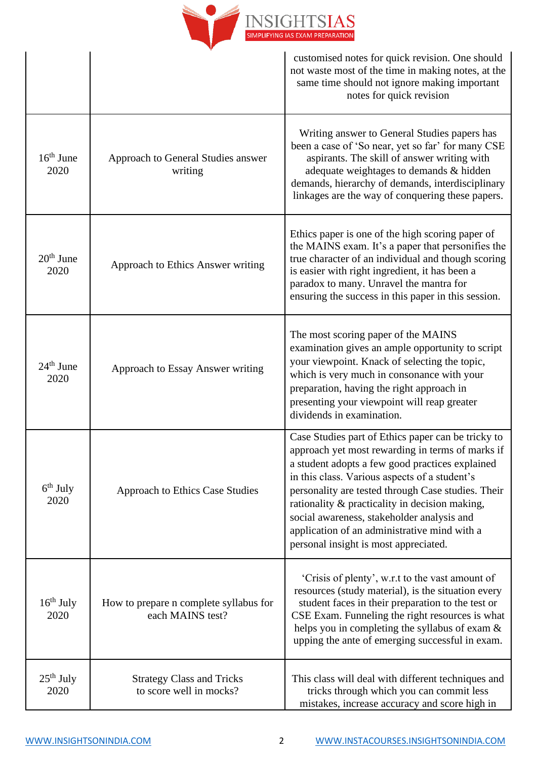| | | |
|---|---|---|
| | | customised notes for quick revision. One should not waste most of the time in making notes, at the same time should not ignore making important notes for quick revision |
| 16th June 2020 | Approach to General Studies answer writing | Writing answer to General Studies papers has been a case of 'So near, yet so far' for many CSE aspirants. The skill of answer writing with adequate weightages to demands & hidden demands, hierarchy of demands, interdisciplinary linkages are the way of conquering these papers. |
| 20th June 2020 | Approach to Ethics Answer writing | Ethics paper is one of the high scoring paper of the MAINS exam. It's a paper that personifies the true character of an individual and though scoring is easier with right ingredient, it has been a paradox to many. Unravel the mantra for ensuring the success in this paper in this session. |
| 24th June 2020 | Approach to Essay Answer writing | The most scoring paper of the MAINS examination gives an ample opportunity to script your viewpoint. Knack of selecting the topic, which is very much in consonance with your preparation, having the right approach in presenting your viewpoint will reap greater dividends in examination. |
| 6th July 2020 | Approach to Ethics Case Studies | Case Studies part of Ethics paper can be tricky to approach yet most rewarding in terms of marks if a student adopts a few good practices explained in this class. Various aspects of a student's personality are tested through Case studies. Their rationality & practicality in decision making, social awareness, stakeholder analysis and application of an administrative mind with a personal insight is most appreciated. |
| 16th July 2020 | How to prepare n complete syllabus for each MAINS test? | 'Crisis of plenty', w.r.t to the vast amount of resources (study material), is the situation every student faces in their preparation to the test or CSE Exam. Funneling the right resources is what helps you in completing the syllabus of exam & upping the ante of emerging successful in exam. |
| 25th July 2020 | Strategy Class and Tricks to score well in mocks? | This class will deal with different techniques and tricks through which you can commit less mistakes, increase accuracy and score high in |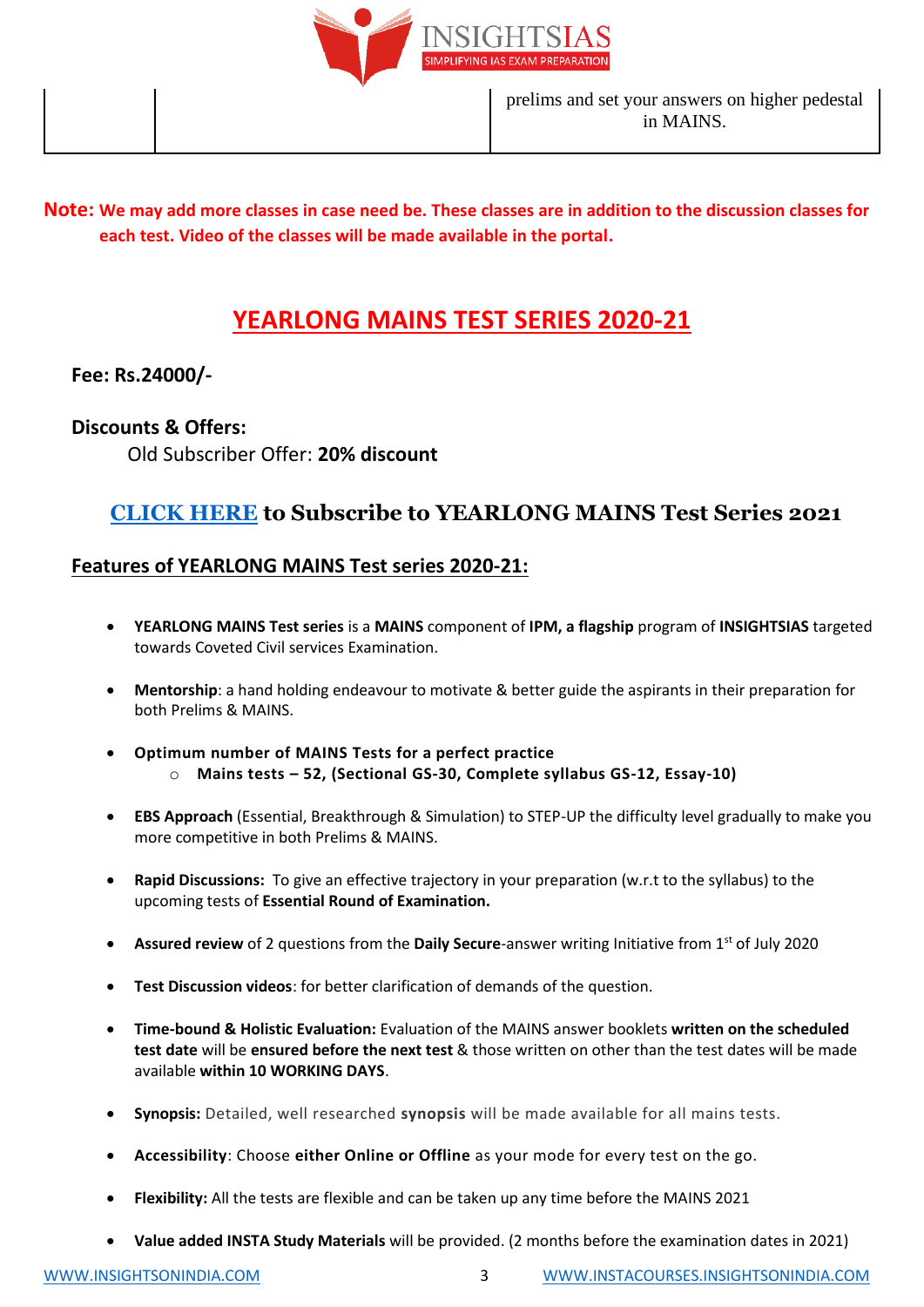|  |  | prelims and set your answers on higher pedestal in MAINS. |
|---|---|---|

**Note: We may add more classes in case need be. These classes are in addition to the discussion classes for each test. Video of the classes will be made available in the portal.**

# YEARLONG MAINS TEST SERIES 2020-21

**Fee: Rs.24000/-**

**Discounts & Offers:**

Old Subscriber Offer: **20% discount**

## CLICK HERE to Subscribe to YEARLONG MAINS Test Series 2021

### Features of YEARLONG MAINS Test series 2020-21:

- **YEARLONG MAINS Test series** is a **MAINS** component of **IPM, a flagship** program of **INSIGHTSIAS** targeted towards Coveted Civil services Examination.
- **Mentorship**: a hand holding endeavour to motivate & better guide the aspirants in their preparation for both Prelims & MAINS.
- **Optimum number of MAINS Tests for a perfect practice**
    - **Mains tests – 52, (Sectional GS-30, Complete syllabus GS-12, Essay-10)**
- **EBS Approach** (Essential, Breakthrough & Simulation) to STEP-UP the difficulty level gradually to make you more competitive in both Prelims & MAINS.
- **Rapid Discussions:** To give an effective trajectory in your preparation (w.r.t to the syllabus) to the upcoming tests of **Essential Round of Examination.**
- **Assured review** of 2 questions from the **Daily Secure**-answer writing Initiative from 1st of July 2020
- **Test Discussion videos**: for better clarification of demands of the question.
- **Time-bound & Holistic Evaluation:** Evaluation of the MAINS answer booklets **written on the scheduled test date** will be **ensured before the next test** & those written on other than the test dates will be made available **within 10 WORKING DAYS**.
- **Synopsis:** Detailed, well researched **synopsis** will be made available for all mains tests.
- **Accessibility**: Choose **either Online or Offline** as your mode for every test on the go.
- **Flexibility:** All the tests are flexible and can be taken up any time before the MAINS 2021
- **Value added INSTA Study Materials** will be provided. (2 months before the examination dates in 2021)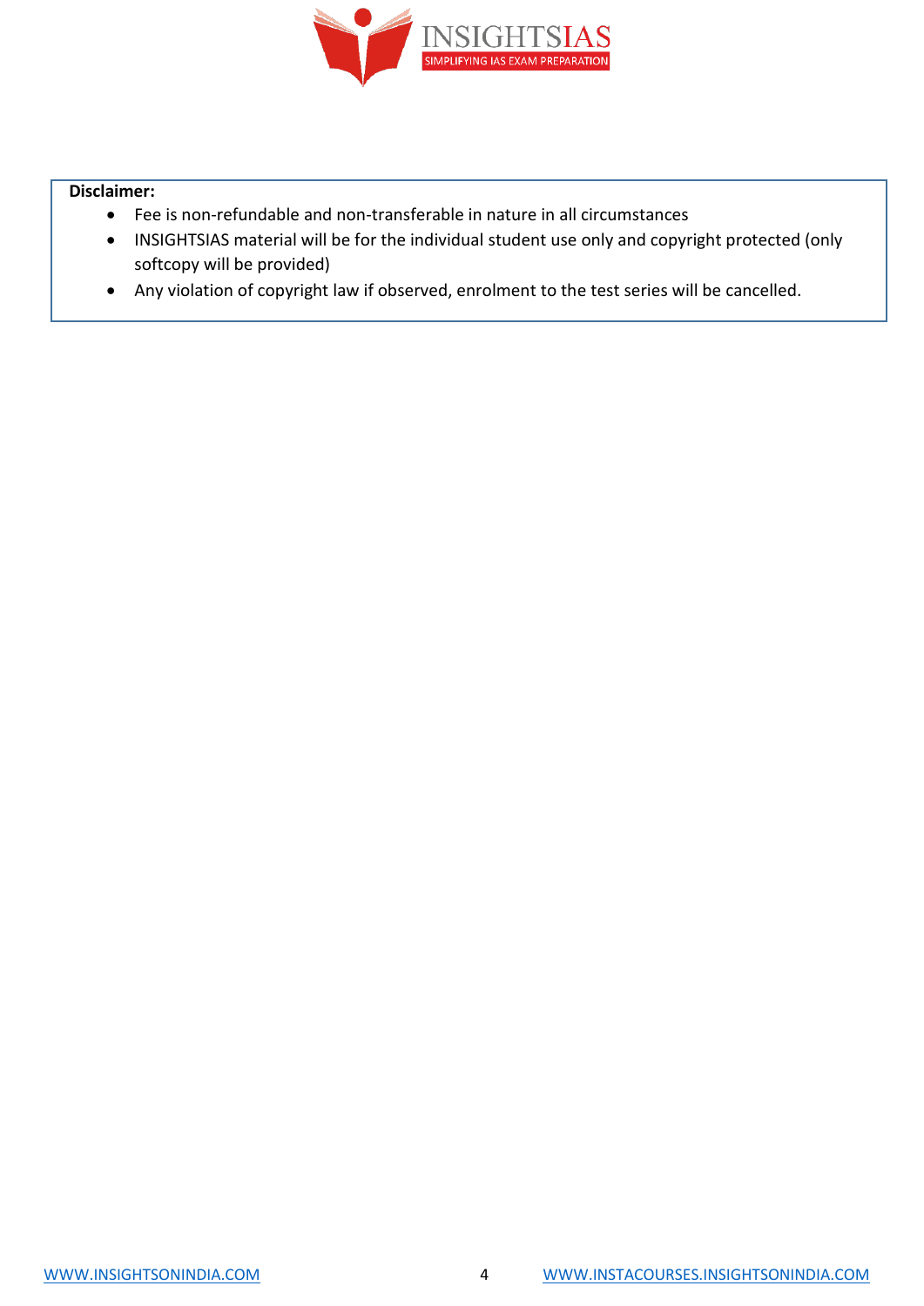**Disclaimer:**

- Fee is non-refundable and non-transferable in nature in all circumstances
- INSIGHTSIAS material will be for the individual student use only and copyright protected (only softcopy will be provided)
- Any violation of copyright law if observed, enrolment to the test series will be cancelled.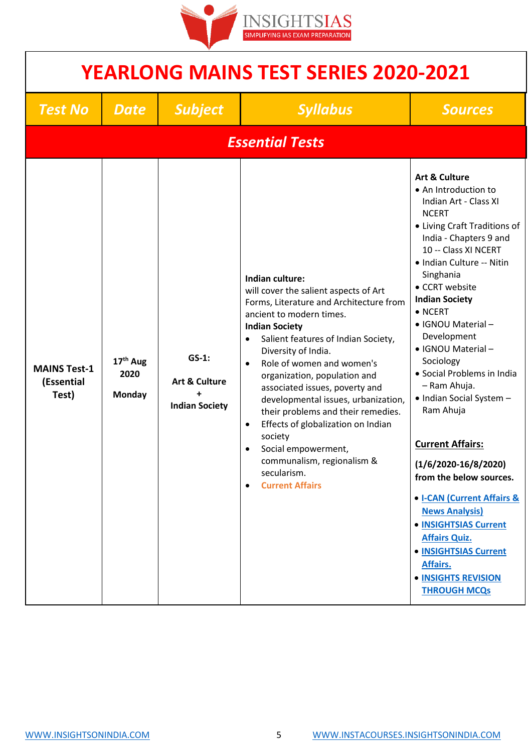# YEARLONG MAINS TEST SERIES 2020-2021

| Test No | Date | Subject | Syllabus | Sources |
|---|---|---|---|---|
| ***Essential Tests*** | | | | |
| **MAINS Test-1 (Essential Test)** | **17th Aug 2020**<br><br>**Monday** | **GS-1:**<br><br>**Art & Culture**<br>**+**<br>**Indian Society** | **Indian culture:**<br>will cover the salient aspects of Art Forms, Literature and Architecture from ancient to modern times.<br>**Indian Society**<br>• Salient features of Indian Society, Diversity of India.<br>• Role of women and women's organization, population and associated issues, poverty and developmental issues, urbanization, their problems and their remedies.<br>• Effects of globalization on Indian society<br>• Social empowerment, communalism, regionalism & secularism.<br>• Current Affairs | **Art & Culture**<br>• An Introduction to Indian Art - Class XI NCERT<br>• Living Craft Traditions of India - Chapters 9 and 10 -- Class XI NCERT<br>• Indian Culture -- Nitin Singhania<br>• CCRT website<br>**Indian Society**<br>• NCERT<br>• IGNOU Material – Development<br>• IGNOU Material – Sociology<br>• Social Problems in India – Ram Ahuja.<br>• Indian Social System – Ram Ahuja<br><br>**Current Affairs:**<br><br>**(1/6/2020-16/8/2020) from the below sources.**<br><br>• **I-CAN (Current Affairs & News Analysis)**<br>• **INSIGHTSIAS Current Affairs Quiz.**<br>• **INSIGHTSIAS Current Affairs.**<br>• **INSIGHTS REVISION THROUGH MCQs** |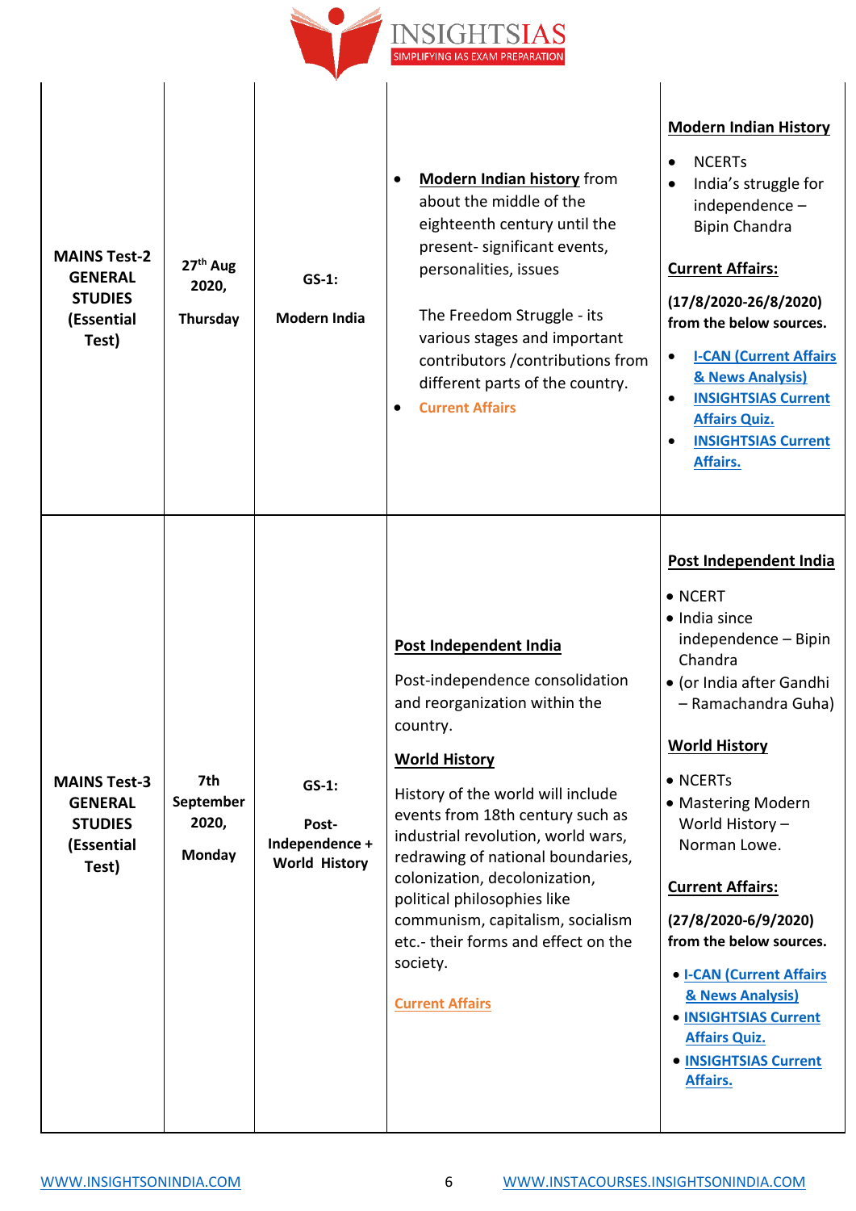| | | | | |
|---|---|---|---|---|
| **MAINS Test-2 GENERAL STUDIES (Essential Test)** | **27th Aug 2020, Thursday** | **GS-1: Modern India** | • **Modern Indian history** from about the middle of the eighteenth century until the present- significant events, personalities, issues<br><br>The Freedom Struggle - its various stages and important contributors /contributions from different parts of the country.<br>• Current Affairs | **Modern Indian History**<br>• NCERTs<br>• India's struggle for independence – Bipin Chandra<br><br>**Current Affairs:**<br>**(17/8/2020-26/8/2020) from the below sources.**<br>• **I-CAN (Current Affairs & News Analysis)**<br>• **INSIGHTSIAS Current Affairs Quiz.**<br>• **INSIGHTSIAS Current Affairs.** |
| **MAINS Test-3 GENERAL STUDIES (Essential Test)** | **7th September 2020, Monday** | **GS-1: Post-Independence + World History** | **Post Independent India**<br><br>Post-independence consolidation and reorganization within the country.<br><br>**World History**<br><br>History of the world will include events from 18th century such as industrial revolution, world wars, redrawing of national boundaries, colonization, decolonization, political philosophies like communism, capitalism, socialism etc.- their forms and effect on the society.<br><br>Current Affairs | **Post Independent India**<br>• NCERT<br>• India since independence – Bipin Chandra<br>• (or India after Gandhi – Ramachandra Guha)<br><br>**World History**<br>• NCERTs<br>• Mastering Modern World History – Norman Lowe.<br><br>**Current Affairs:**<br>**(27/8/2020-6/9/2020) from the below sources.**<br>• **I-CAN (Current Affairs & News Analysis)**<br>• **INSIGHTSIAS Current Affairs Quiz.**<br>• **INSIGHTSIAS Current Affairs.** |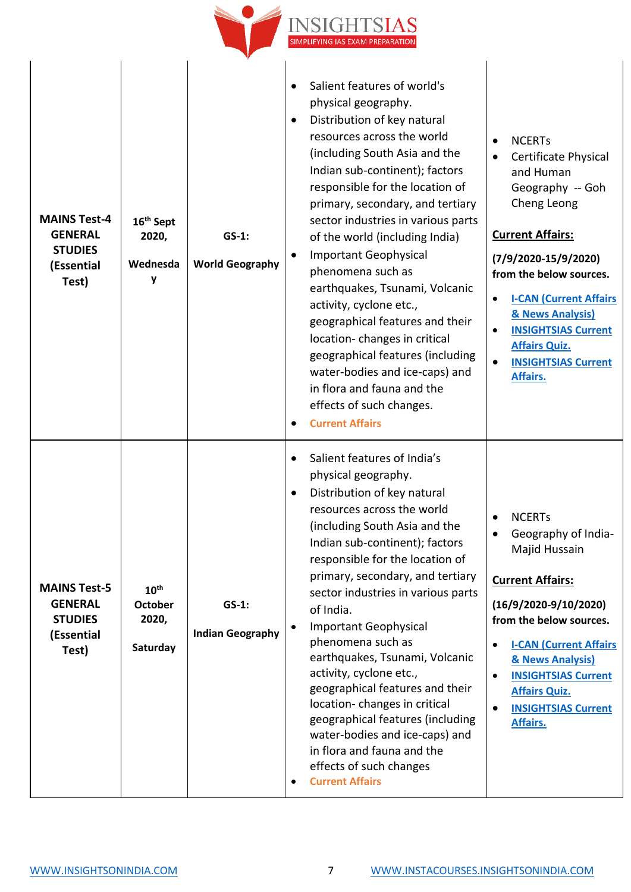| MAINS Test-4 GENERAL STUDIES (Essential Test) | 16th Sept 2020, Wednesday | GS-1: World Geography | • Salient features of world's physical geography.<br>• Distribution of key natural resources across the world (including South Asia and the Indian sub-continent); factors responsible for the location of primary, secondary, and tertiary sector industries in various parts of the world (including India)<br>• Important Geophysical phenomena such as earthquakes, Tsunami, Volcanic activity, cyclone etc., geographical features and their location- changes in critical geographical features (including water-bodies and ice-caps) and in flora and fauna and the effects of such changes.<br>• Current Affairs | • NCERTs<br>• Certificate Physical and Human Geography -- Goh Cheng Leong<br><br>**Current Affairs:**<br><br>**(7/9/2020-15/9/2020) from the below sources.**<br><br>• I-CAN (Current Affairs & News Analysis)<br>• INSIGHTSIAS Current Affairs Quiz.<br>• INSIGHTSIAS Current Affairs. |
|---|---|---|---|---|
| MAINS Test-5 GENERAL STUDIES (Essential Test) | 10th October 2020, Saturday | GS-1: Indian Geography | • Salient features of India's physical geography.<br>• Distribution of key natural resources across the world (including South Asia and the Indian sub-continent); factors responsible for the location of primary, secondary, and tertiary sector industries in various parts of India.<br>• Important Geophysical phenomena such as earthquakes, Tsunami, Volcanic activity, cyclone etc., geographical features and their location- changes in critical geographical features (including water-bodies and ice-caps) and in flora and fauna and the effects of such changes<br>• Current Affairs | • NCERTs<br>• Geography of India- Majid Hussain<br><br>**Current Affairs:**<br><br>**(16/9/2020-9/10/2020) from the below sources.**<br><br>• I-CAN (Current Affairs & News Analysis)<br>• INSIGHTSIAS Current Affairs Quiz.<br>• INSIGHTSIAS Current Affairs. |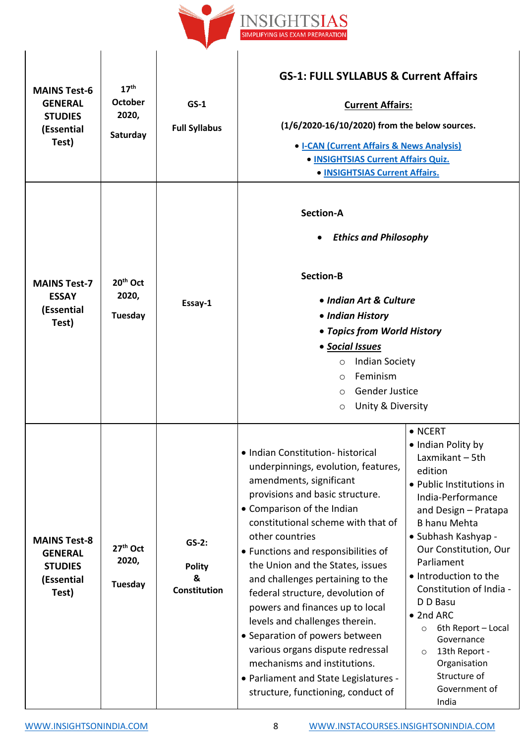| MAINS Test-6 GENERAL STUDIES (Essential Test) | 17th October 2020, Saturday | GS-1 Full Syllabus | **GS-1: FULL SYLLABUS & Current Affairs** <br><br> **Current Affairs:** <br><br> **(1/6/2020-16/10/2020) from the below sources.** <br> • I-CAN (Current Affairs & News Analysis) <br> • INSIGHTSIAS Current Affairs Quiz. <br> • INSIGHTSIAS Current Affairs. | |
|---|---|---|---|---|
| **MAINS Test-7 ESSAY (Essential Test)** | **20th Oct 2020, Tuesday** | **Essay-1** | **Section-A** <br> • ***Ethics and Philosophy*** <br><br> **Section-B** <br> • ***Indian Art & Culture*** <br> • ***Indian History*** <br> • ***Topics from World History*** <br> • ***Social Issues*** <br> ○ Indian Society <br> ○ Feminism <br> ○ Gender Justice <br> ○ Unity & Diversity | |
| **MAINS Test-8 GENERAL STUDIES (Essential Test)** | **27th Oct 2020, Tuesday** | **GS-2: Polity & Constitution** | • Indian Constitution- historical underpinnings, evolution, features, amendments, significant provisions and basic structure. <br> • Comparison of the Indian constitutional scheme with that of other countries <br> • Functions and responsibilities of the Union and the States, issues and challenges pertaining to the federal structure, devolution of powers and finances up to local levels and challenges therein. <br> • Separation of powers between various organs dispute redressal mechanisms and institutions. <br> • Parliament and State Legislatures - structure, functioning, conduct of | • NCERT <br> • Indian Polity by Laxmikant – 5th edition <br> • Public Institutions in India-Performance and Design – Pratapa B hanu Mehta <br> • Subhash Kashyap - Our Constitution, Our Parliament <br> • Introduction to the Constitution of India - D D Basu <br> • 2nd ARC <br> ○ 6th Report – Local Governance <br> ○ 13th Report - Organisation Structure of Government of India |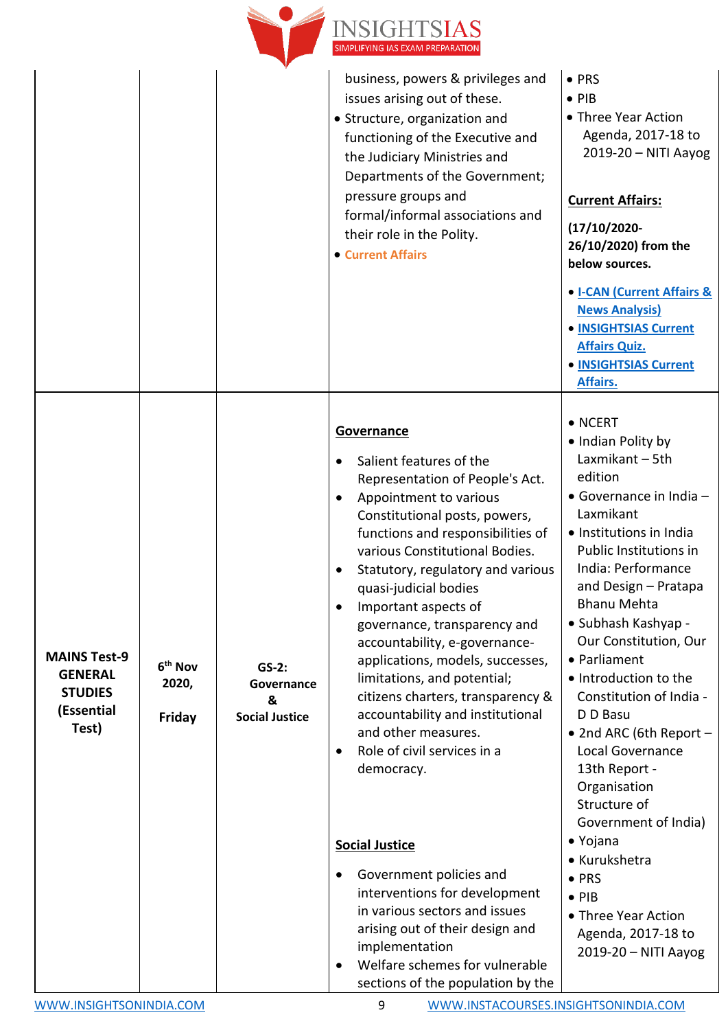| | | | | |
|---|---|---|---|---|
| | | | business, powers & privileges and issues arising out of these.<br>• Structure, organization and functioning of the Executive and the Judiciary Ministries and Departments of the Government; pressure groups and formal/informal associations and their role in the Polity.<br>• Current Affairs | • PRS<br>• PIB<br>• Three Year Action Agenda, 2017-18 to 2019-20 – NITI Aayog<br><br>**Current Affairs:**<br><br>**(17/10/2020-26/10/2020) from the below sources.**<br><br>• I-CAN (Current Affairs & News Analysis)<br>• INSIGHTSIAS Current Affairs Quiz.<br>• INSIGHTSIAS Current Affairs. |
| **MAINS Test-9 GENERAL STUDIES (Essential Test)** | **6th Nov 2020,<br><br>Friday** | **GS-2: Governance & Social Justice** | **Governance**<br><br>• Salient features of the Representation of People's Act.<br>• Appointment to various Constitutional posts, powers, functions and responsibilities of various Constitutional Bodies.<br>• Statutory, regulatory and various quasi-judicial bodies<br>• Important aspects of governance, transparency and accountability, e-governance-applications, models, successes, limitations, and potential; citizens charters, transparency & accountability and institutional and other measures.<br>• Role of civil services in a democracy.<br><br>**Social Justice**<br><br>• Government policies and interventions for development in various sectors and issues arising out of their design and implementation<br>• Welfare schemes for vulnerable sections of the population by the | • NCERT<br>• Indian Polity by Laxmikant – 5th edition<br>• Governance in India – Laxmikant<br>• Institutions in India Public Institutions in India: Performance and Design – Pratapa Bhanu Mehta<br>• Subhash Kashyap - Our Constitution, Our<br>• Parliament<br>• Introduction to the Constitution of India - D D Basu<br>• 2nd ARC (6th Report – Local Governance 13th Report - Organisation Structure of Government of India)<br>• Yojana<br>• Kurukshetra<br>• PRS<br>• PIB<br>• Three Year Action Agenda, 2017-18 to 2019-20 – NITI Aayog |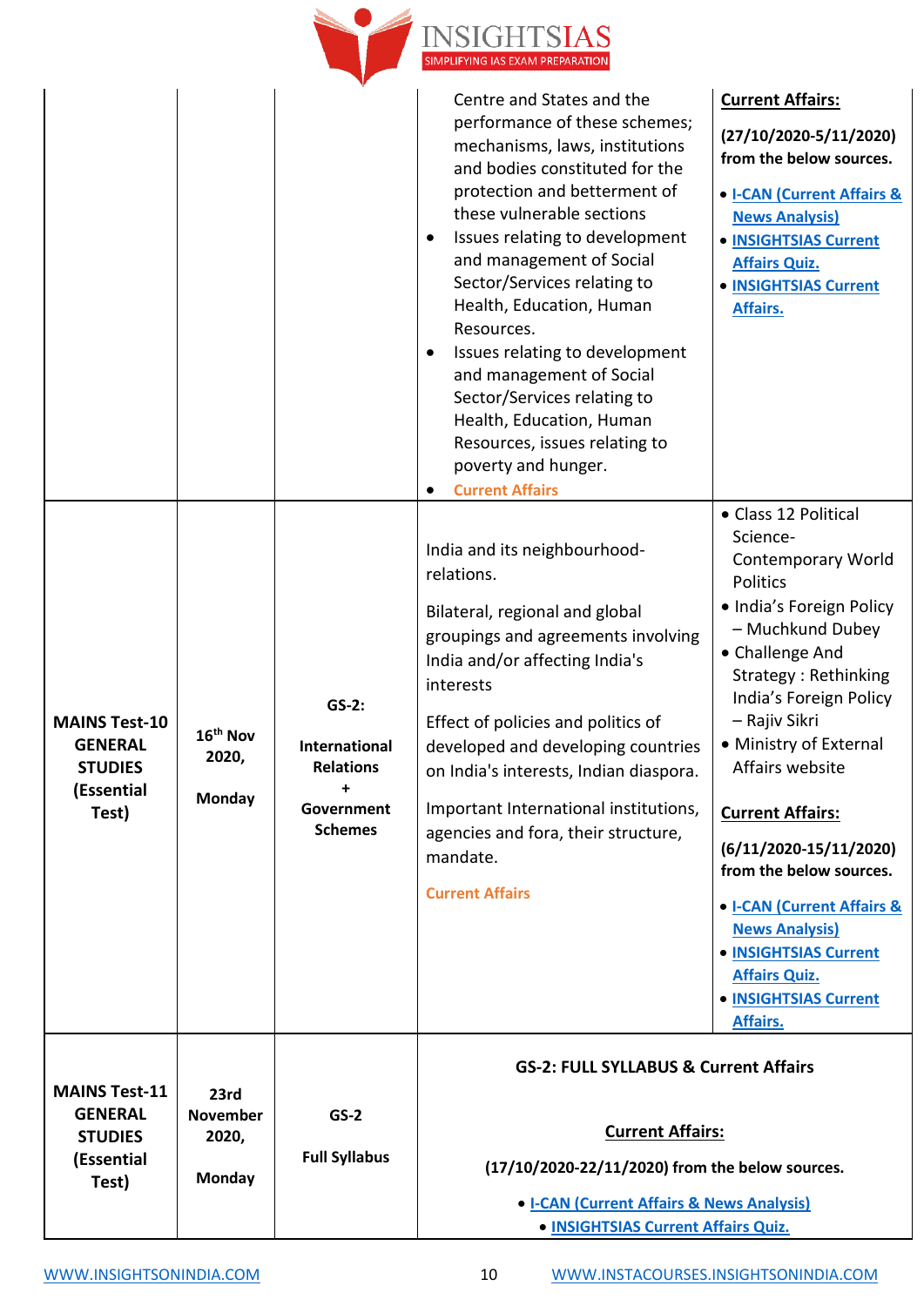| | | | | |
|---|---|---|---|---|
| | | | Centre and States and the performance of these schemes; mechanisms, laws, institutions and bodies constituted for the protection and betterment of these vulnerable sections<br>• Issues relating to development and management of Social Sector/Services relating to Health, Education, Human Resources.<br>• Issues relating to development and management of Social Sector/Services relating to Health, Education, Human Resources, issues relating to poverty and hunger.<br>• Current Affairs | **Current Affairs:**<br>**(27/10/2020-5/11/2020) from the below sources.**<br>• **I-CAN (Current Affairs & News Analysis)**<br>• **INSIGHTSIAS Current Affairs Quiz.**<br>• **INSIGHTSIAS Current Affairs.** |
| **MAINS Test-10 GENERAL STUDIES (Essential Test)** | **16th Nov 2020, Monday** | **GS-2: International Relations + Government Schemes** | India and its neighbourhood-relations.<br>Bilateral, regional and global groupings and agreements involving India and/or affecting India's interests<br>Effect of policies and politics of developed and developing countries on India's interests, Indian diaspora.<br>Important International institutions, agencies and fora, their structure, mandate.<br>Current Affairs | • Class 12 Political Science- Contemporary World Politics<br>• India's Foreign Policy – Muchkund Dubey<br>• Challenge And Strategy : Rethinking India's Foreign Policy – Rajiv Sikri<br>• Ministry of External Affairs website<br>**Current Affairs:**<br>**(6/11/2020-15/11/2020) from the below sources.**<br>• **I-CAN (Current Affairs & News Analysis)**<br>• **INSIGHTSIAS Current Affairs Quiz.**<br>• **INSIGHTSIAS Current Affairs.** |
| **MAINS Test-11 GENERAL STUDIES (Essential Test)** | **23rd November 2020, Monday** | **GS-2 Full Syllabus** | **GS-2: FULL SYLLABUS & Current Affairs**<br>**Current Affairs:**<br>**(17/10/2020-22/11/2020) from the below sources.**<br>• **I-CAN (Current Affairs & News Analysis)**<br>• **INSIGHTSIAS Current Affairs Quiz.** | |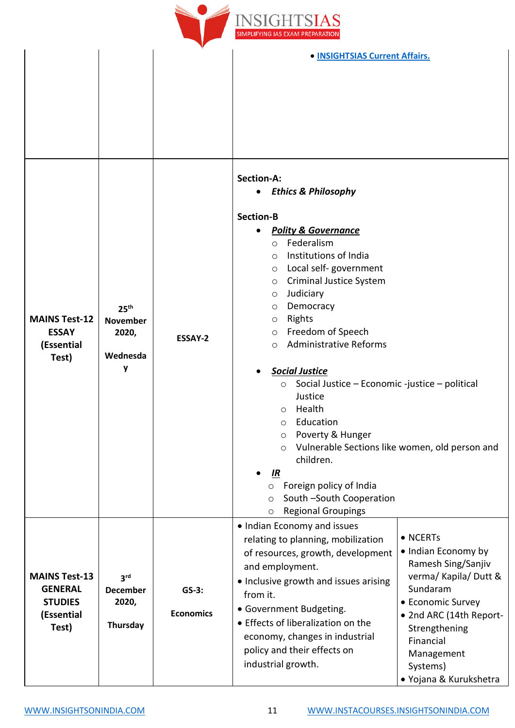| | | | | |
|---|---|---|---|---|
| | | | • INSIGHTSIAS Current Affairs. | |
| **MAINS Test-12 ESSAY (Essential Test)** | **25th November 2020, Wednesday** | **ESSAY-2** | **Section-A:**<br>• ***Ethics & Philosophy***<br><br>**Section-B**<br>• ***Polity & Governance***<br>○ Federalism<br>○ Institutions of India<br>○ Local self- government<br>○ Criminal Justice System<br>○ Judiciary<br>○ Democracy<br>○ Rights<br>○ Freedom of Speech<br>○ Administrative Reforms<br><br>• ***Social Justice***<br>○ Social Justice – Economic -justice – political Justice<br>○ Health<br>○ Education<br>○ Poverty & Hunger<br>○ Vulnerable Sections like women, old person and children.<br>• ***IR***<br>○ Foreign policy of India<br>○ South –South Cooperation<br>○ Regional Groupings | |
| **MAINS Test-13 GENERAL STUDIES (Essential Test)** | **3rd December 2020, Thursday** | **GS-3: Economics** | • Indian Economy and issues relating to planning, mobilization of resources, growth, development and employment.<br>• Inclusive growth and issues arising from it.<br>• Government Budgeting.<br>• Effects of liberalization on the economy, changes in industrial policy and their effects on industrial growth. | • NCERTs<br>• Indian Economy by Ramesh Sing/Sanjiv verma/ Kapila/ Dutt & Sundaram<br>• Economic Survey<br>• 2nd ARC (14th Report-Strengthening Financial Management Systems)<br>• Yojana & Kurukshetra |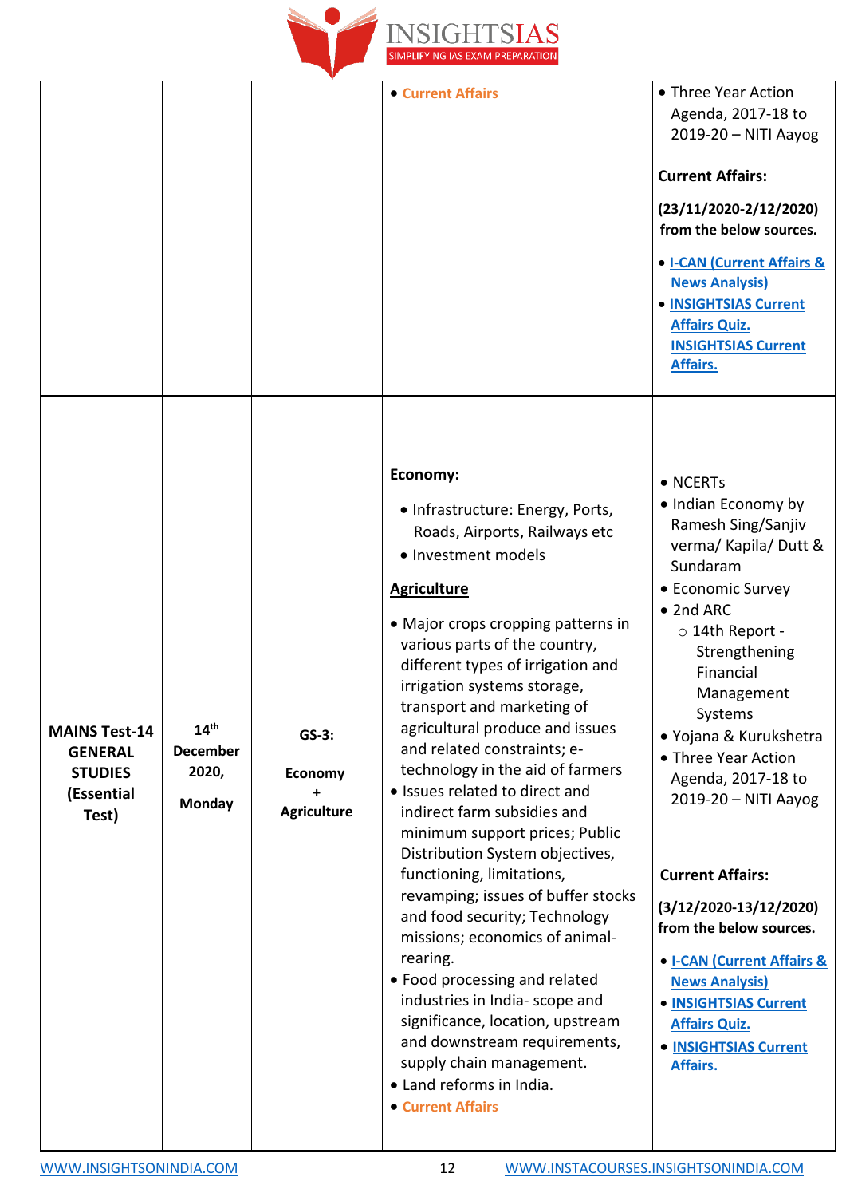| | | | | |
|---|---|---|---|---|
| | | | • Current Affairs | • Three Year Action Agenda, 2017-18 to 2019-20 – NITI Aayog<br><br>**Current Affairs:**<br><br>**(23/11/2020-2/12/2020) from the below sources.**<br><br>• **I-CAN (Current Affairs & News Analysis)**<br>• **INSIGHTSIAS Current Affairs Quiz.** **INSIGHTSIAS Current Affairs.** |
| **MAINS Test-14 GENERAL STUDIES (Essential Test)** | **14th December 2020, Monday** | **GS-3: Economy + Agriculture** | **Economy:**<br>• Infrastructure: Energy, Ports, Roads, Airports, Railways etc<br>• Investment models<br><br>**Agriculture**<br>• Major crops cropping patterns in various parts of the country, different types of irrigation and irrigation systems storage, transport and marketing of agricultural produce and issues and related constraints; e-technology in the aid of farmers<br>• Issues related to direct and indirect farm subsidies and minimum support prices; Public Distribution System objectives, functioning, limitations, revamping; issues of buffer stocks and food security; Technology missions; economics of animal-rearing.<br>• Food processing and related industries in India- scope and significance, location, upstream and downstream requirements, supply chain management.<br>• Land reforms in India.<br>• Current Affairs | • NCERTs<br>• Indian Economy by Ramesh Sing/Sanjiv verma/ Kapila/ Dutt & Sundaram<br>• Economic Survey<br>• 2nd ARC<br>  ○ 14th Report - Strengthening Financial Management Systems<br>• Yojana & Kurukshetra<br>• Three Year Action Agenda, 2017-18 to 2019-20 – NITI Aayog<br><br>**Current Affairs:**<br><br>**(3/12/2020-13/12/2020) from the below sources.**<br><br>• **I-CAN (Current Affairs & News Analysis)**<br>• **INSIGHTSIAS Current Affairs Quiz.**<br>• **INSIGHTSIAS Current Affairs.** |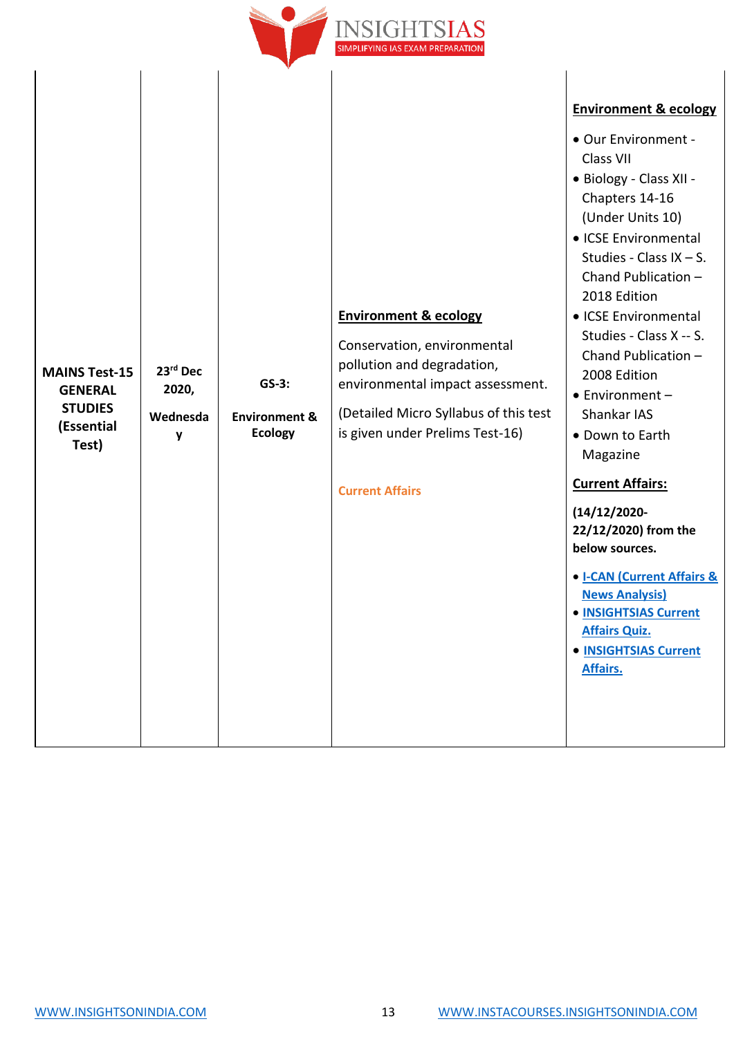| | | | | |
|---|---|---|---|---|
| **MAINS Test-15 GENERAL STUDIES (Essential Test)** | **23rd Dec 2020, Wednesday** | **GS-3: Environment & Ecology** | **Environment & ecology**<br><br>Conservation, environmental pollution and degradation, environmental impact assessment.<br><br>(Detailed Micro Syllabus of this test is given under Prelims Test-16)<br><br>Current Affairs | **Environment & ecology**<br><br>• Our Environment - Class VII<br>• Biology - Class XII - Chapters 14-16 (Under Units 10)<br>• ICSE Environmental Studies - Class IX – S. Chand Publication – 2018 Edition<br>• ICSE Environmental Studies - Class X -- S. Chand Publication – 2008 Edition<br>• Environment – Shankar IAS<br>• Down to Earth Magazine<br><br>**Current Affairs:**<br><br>**(14/12/2020-22/12/2020) from the below sources.**<br><br>• I-CAN (Current Affairs & News Analysis)<br>• INSIGHTSIAS Current Affairs Quiz.<br>• INSIGHTSIAS Current Affairs. |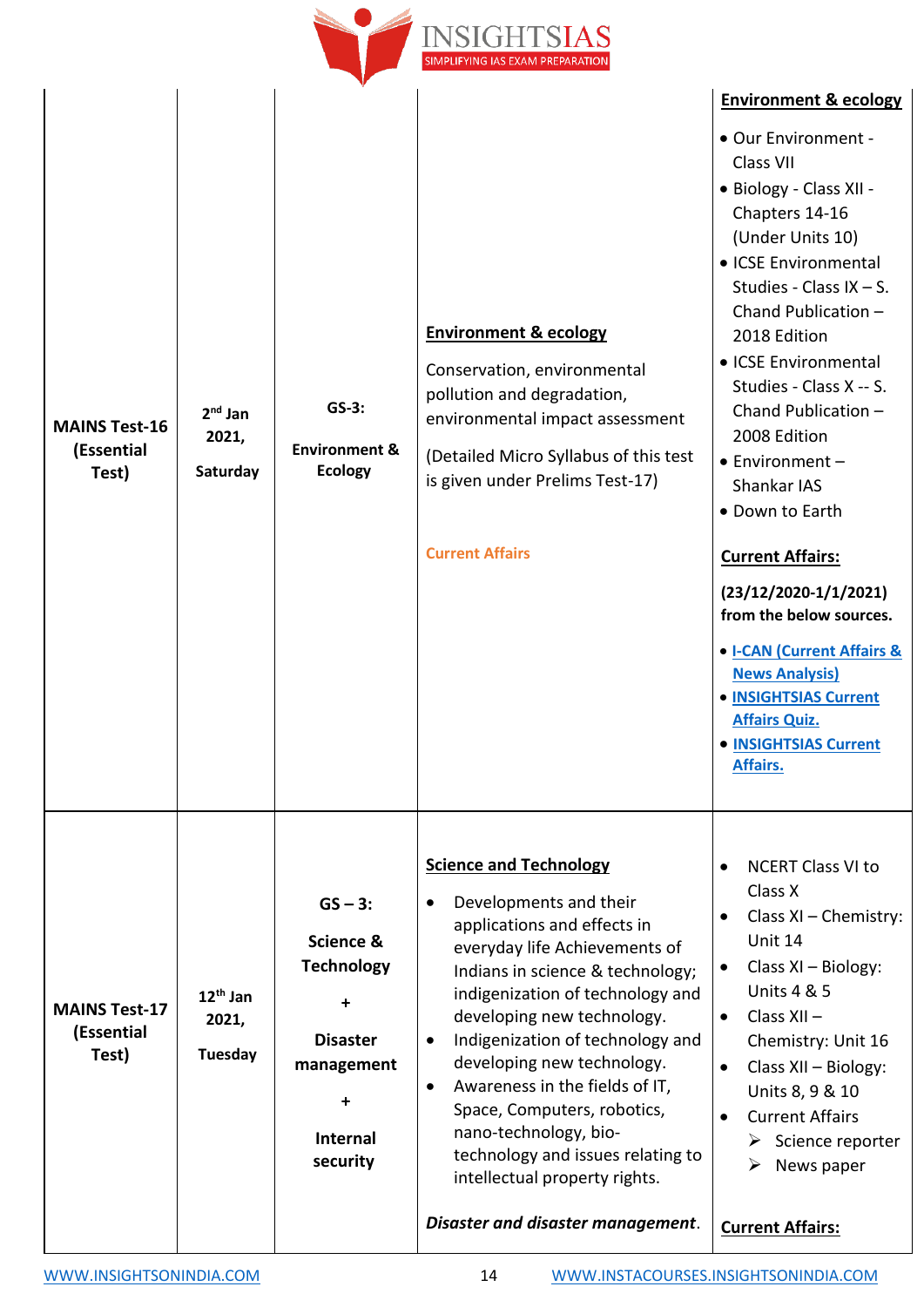| | | | | |
|---|---|---|---|---|
| **MAINS Test-16 (Essential Test)** | **2nd Jan 2021, Saturday** | **GS-3: Environment & Ecology** | **Environment & ecology**<br><br>Conservation, environmental pollution and degradation, environmental impact assessment<br><br>(Detailed Micro Syllabus of this test is given under Prelims Test-17)<br><br>Current Affairs | **Environment & ecology**<br><br>• Our Environment - Class VII<br>• Biology - Class XII - Chapters 14-16 (Under Units 10)<br>• ICSE Environmental Studies - Class IX – S. Chand Publication – 2018 Edition<br>• ICSE Environmental Studies - Class X -- S. Chand Publication – 2008 Edition<br>• Environment – Shankar IAS<br>• Down to Earth<br><br>**Current Affairs:**<br><br>**(23/12/2020-1/1/2021) from the below sources.**<br><br>• I-CAN (Current Affairs & News Analysis)<br>• INSIGHTSIAS Current Affairs Quiz.<br>• INSIGHTSIAS Current Affairs. |
| **MAINS Test-17 (Essential Test)** | **12th Jan 2021, Tuesday** | **GS – 3: Science & Technology + Disaster management + Internal security** | **Science and Technology**<br><br>• Developments and their applications and effects in everyday life Achievements of Indians in science & technology; indigenization of technology and developing new technology.<br>• Indigenization of technology and developing new technology.<br>• Awareness in the fields of IT, Space, Computers, robotics, nano-technology, bio-technology and issues relating to intellectual property rights.<br><br>***Disaster and disaster management*.** | • NCERT Class VI to Class X<br>• Class XI – Chemistry: Unit 14<br>• Class XI – Biology: Units 4 & 5<br>• Class XII – Chemistry: Unit 16<br>• Class XII – Biology: Units 8, 9 & 10<br>• Current Affairs<br>  ➢ Science reporter<br>  ➢ News paper<br><br>**Current Affairs:** |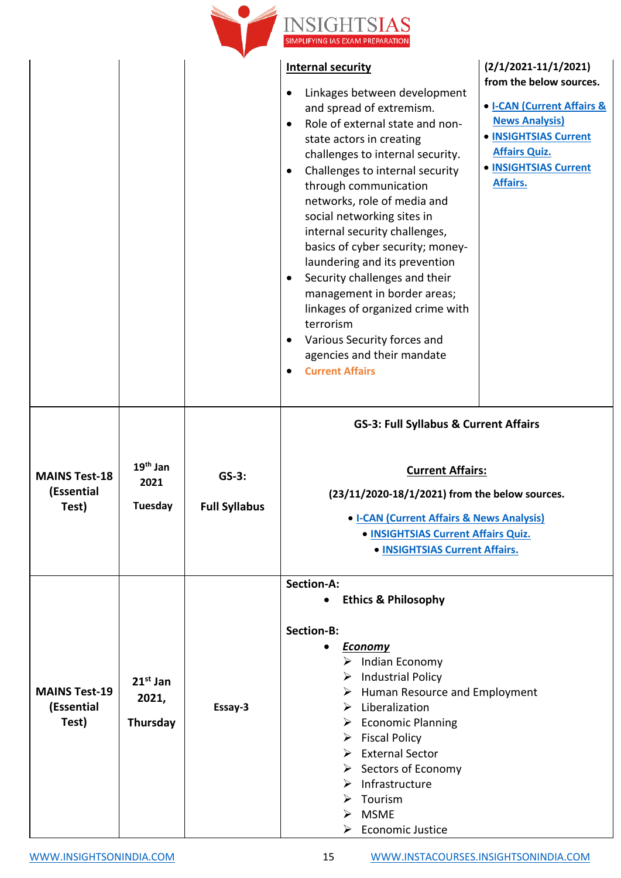| | | | | |
|---|---|---|---|---|
| | | | **Internal security**<br>• Linkages between development and spread of extremism.<br>• Role of external state and non-state actors in creating challenges to internal security.<br>• Challenges to internal security through communication networks, role of media and social networking sites in internal security challenges, basics of cyber security; money-laundering and its prevention<br>• Security challenges and their management in border areas; linkages of organized crime with terrorism<br>• Various Security forces and agencies and their mandate<br>• Current Affairs | **(2/1/2021-11/1/2021) from the below sources.**<br>• I-CAN (Current Affairs & News Analysis)<br>• INSIGHTSIAS Current Affairs Quiz.<br>• INSIGHTSIAS Current Affairs. |
| **MAINS Test-18 (Essential Test)** | **19th Jan 2021 Tuesday** | **GS-3: Full Syllabus** | **GS-3: Full Syllabus & Current Affairs**<br>**Current Affairs:**<br>**(23/11/2020-18/1/2021) from the below sources.**<br>• I-CAN (Current Affairs & News Analysis)<br>• INSIGHTSIAS Current Affairs Quiz.<br>• INSIGHTSIAS Current Affairs. | |
| **MAINS Test-19 (Essential Test)** | **21st Jan 2021, Thursday** | **Essay-3** | **Section-A:**<br>• **Ethics & Philosophy**<br>**Section-B:**<br>• ***Economy***<br>➢ Indian Economy<br>➢ Industrial Policy<br>➢ Human Resource and Employment<br>➢ Liberalization<br>➢ Economic Planning<br>➢ Fiscal Policy<br>➢ External Sector<br>➢ Sectors of Economy<br>➢ Infrastructure<br>➢ Tourism<br>➢ MSME<br>➢ Economic Justice | |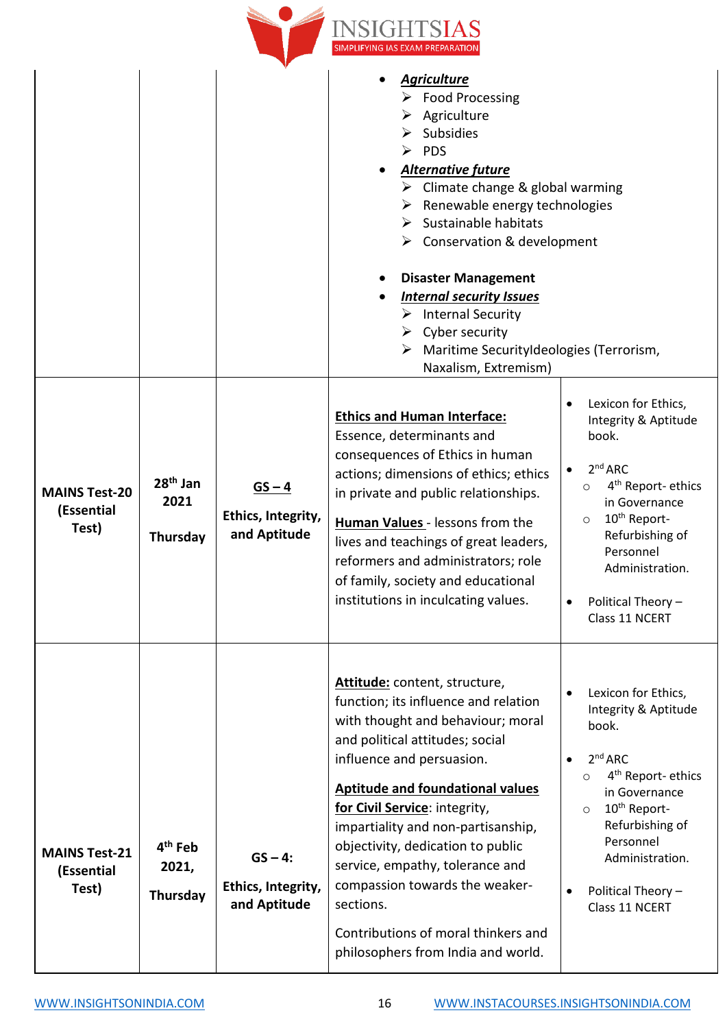| | | | | |
|---|---|---|---|---|
| | | | • ***Agriculture***<br>➢ Food Processing<br>➢ Agriculture<br>➢ Subsidies<br>➢ PDS<br>• ***Alternative future***<br>➢ Climate change & global warming<br>➢ Renewable energy technologies<br>➢ Sustainable habitats<br>➢ Conservation & development<br><br>• **Disaster Management**<br>• ***Internal security Issues***<br>➢ Internal Security<br>➢ Cyber security<br>➢ Maritime SecurityIdeologies (Terrorism, Naxalism, Extremism) | |
| **MAINS Test-20 (Essential Test)** | **28th Jan 2021**<br><br>**Thursday** | **GS – 4**<br><br>**Ethics, Integrity, and Aptitude** | **Ethics and Human Interface:** Essence, determinants and consequences of Ethics in human actions; dimensions of ethics; ethics in private and public relationships.<br><br>**Human Values** - lessons from the lives and teachings of great leaders, reformers and administrators; role of family, society and educational institutions in inculcating values. | • Lexicon for Ethics, Integrity & Aptitude book.<br><br>• 2nd ARC<br>○ 4th Report- ethics in Governance<br>○ 10th Report-Refurbishing of Personnel Administration.<br><br>• Political Theory – Class 11 NCERT |
| **MAINS Test-21 (Essential Test)** | **4th Feb 2021,**<br><br>**Thursday** | **GS – 4:**<br><br>**Ethics, Integrity, and Aptitude** | **Attitude:** content, structure, function; its influence and relation with thought and behaviour; moral and political attitudes; social influence and persuasion.<br><br>**Aptitude and foundational values for Civil Service**: integrity, impartiality and non-partisanship, objectivity, dedication to public service, empathy, tolerance and compassion towards the weaker-sections.<br><br>Contributions of moral thinkers and philosophers from India and world. | • Lexicon for Ethics, Integrity & Aptitude book.<br><br>• 2nd ARC<br>○ 4th Report- ethics in Governance<br>○ 10th Report-Refurbishing of Personnel Administration.<br><br>• Political Theory – Class 11 NCERT |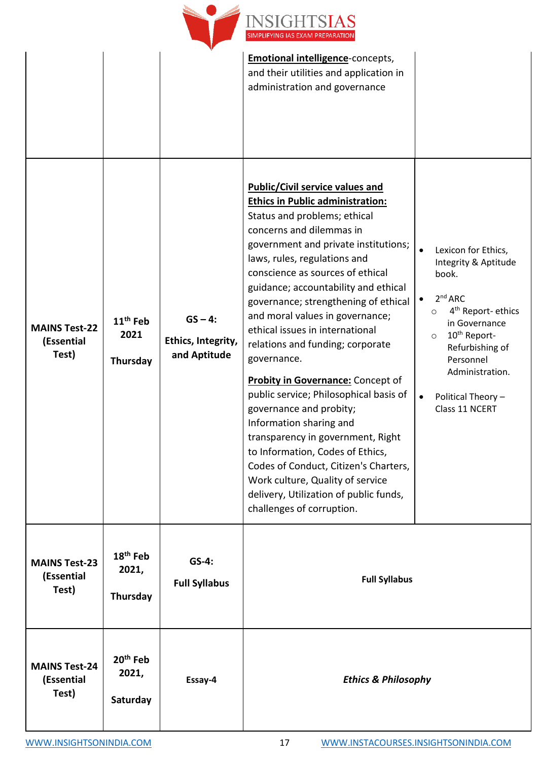| | | | | |
|---|---|---|---|---|
| | | | **Emotional intelligence**-concepts, and their utilities and application in administration and governance | |
| **MAINS Test-22 (Essential Test)** | **11th Feb 2021 Thursday** | **GS – 4: Ethics, Integrity, and Aptitude** | **Public/Civil service values and Ethics in Public administration:** Status and problems; ethical concerns and dilemmas in government and private institutions; laws, rules, regulations and conscience as sources of ethical guidance; accountability and ethical governance; strengthening of ethical and moral values in governance; ethical issues in international relations and funding; corporate governance. <br><br> **Probity in Governance:** Concept of public service; Philosophical basis of governance and probity; Information sharing and transparency in government, Right to Information, Codes of Ethics, Codes of Conduct, Citizen's Charters, Work culture, Quality of service delivery, Utilization of public funds, challenges of corruption. | • Lexicon for Ethics, Integrity & Aptitude book. <br> • 2nd ARC <br> ○ 4th Report- ethics in Governance <br> ○ 10th Report- Refurbishing of Personnel Administration. <br> • Political Theory – Class 11 NCERT |
| **MAINS Test-23 (Essential Test)** | **18th Feb 2021, Thursday** | **GS-4: Full Syllabus** | **Full Syllabus** | |
| **MAINS Test-24 (Essential Test)** | **20th Feb 2021, Saturday** | **Essay-4** | ***Ethics & Philosophy*** | |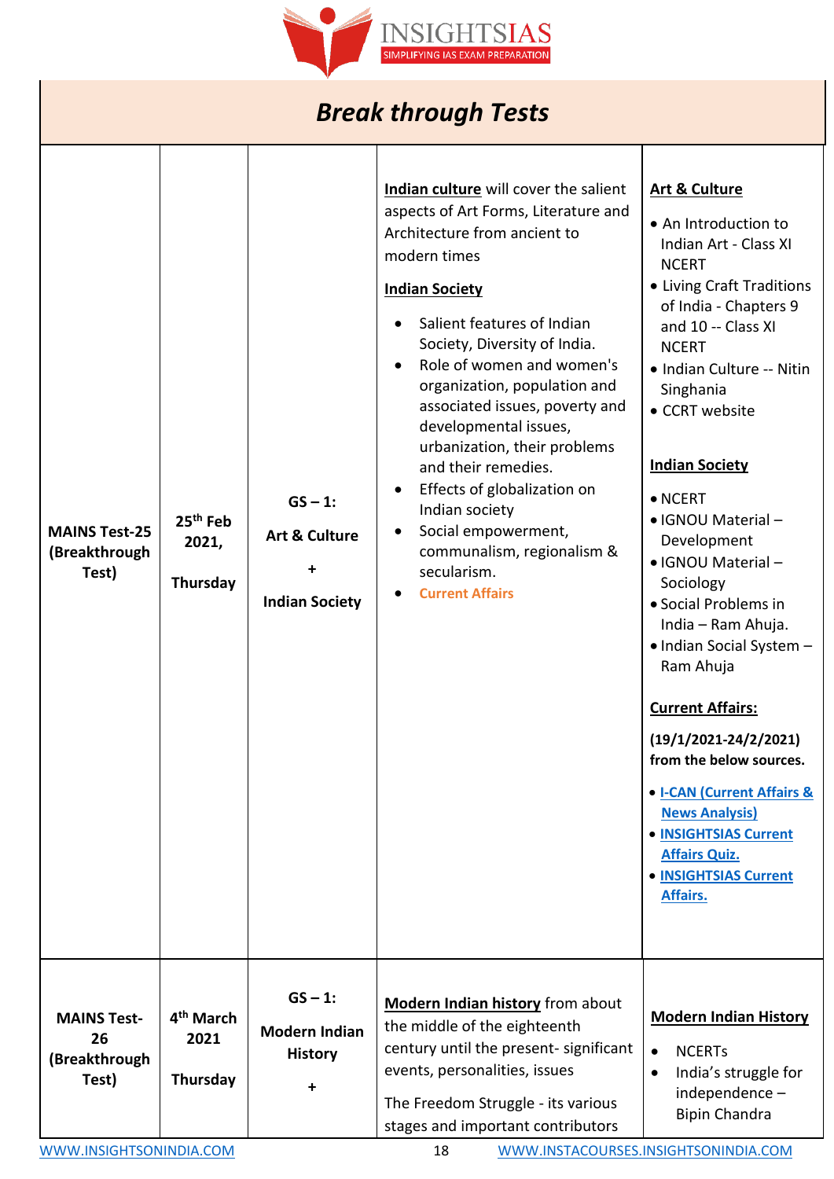## *Break through Tests*

| | | | | |
|---|---|---|---|---|
| **MAINS Test-25 (Breakthrough Test)** | **25th Feb 2021, Thursday** | **GS – 1: Art & Culture + Indian Society** | **Indian culture** will cover the salient aspects of Art Forms, Literature and Architecture from ancient to modern times<br><br>**Indian Society**<br>• Salient features of Indian Society, Diversity of India.<br>• Role of women and women's organization, population and associated issues, poverty and developmental issues, urbanization, their problems and their remedies.<br>• Effects of globalization on Indian society<br>• Social empowerment, communalism, regionalism & secularism.<br>• Current Affairs | **Art & Culture**<br>• An Introduction to Indian Art - Class XI NCERT<br>• Living Craft Traditions of India - Chapters 9 and 10 -- Class XI NCERT<br>• Indian Culture -- Nitin Singhania<br>• CCRT website<br><br>**Indian Society**<br>• NCERT<br>• IGNOU Material – Development<br>• IGNOU Material – Sociology<br>• Social Problems in India – Ram Ahuja.<br>• Indian Social System – Ram Ahuja<br><br>**Current Affairs:**<br>**(19/1/2021-24/2/2021) from the below sources.**<br>• I-CAN (Current Affairs & News Analysis)<br>• INSIGHTSIAS Current Affairs Quiz.<br>• INSIGHTSIAS Current Affairs. |
| **MAINS Test-26 (Breakthrough Test)** | **4th March 2021 Thursday** | **GS – 1: Modern Indian History +** | **Modern Indian history** from about the middle of the eighteenth century until the present- significant events, personalities, issues<br><br>The Freedom Struggle - its various stages and important contributors | **Modern Indian History**<br>• NCERTs<br>• India's struggle for independence – Bipin Chandra |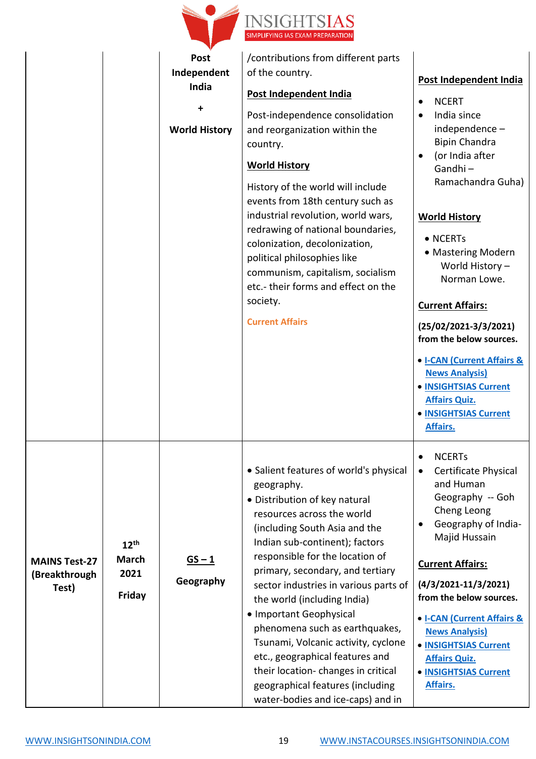| | | | | |
|---|---|---|---|---|
| | | **Post Independent India** <br><br> **+** <br><br> **World History** | /contributions from different parts of the country.<br><br>**Post Independent India**<br><br>Post-independence consolidation and reorganization within the country.<br><br>**World History**<br><br>History of the world will include events from 18th century such as industrial revolution, world wars, redrawing of national boundaries, colonization, decolonization, political philosophies like communism, capitalism, socialism etc.- their forms and effect on the society.<br><br>**Current Affairs** | **Post Independent India**<br><br>• NCERT<br>• India since independence – Bipin Chandra<br>• (or India after Gandhi – Ramachandra Guha)<br><br>**World History**<br><br>• NCERTs<br>• Mastering Modern World History – Norman Lowe.<br><br>**Current Affairs:**<br><br>**(25/02/2021-3/3/2021) from the below sources.**<br><br>• I-CAN (Current Affairs & News Analysis)<br>• INSIGHTSIAS Current Affairs Quiz.<br>• INSIGHTSIAS Current Affairs. |
| **MAINS Test-27 (Breakthrough Test)** | **12th March 2021**<br><br>**Friday** | **GS – 1**<br><br>**Geography** | • Salient features of world's physical geography.<br>• Distribution of key natural resources across the world (including South Asia and the Indian sub-continent); factors responsible for the location of primary, secondary, and tertiary sector industries in various parts of the world (including India)<br>• Important Geophysical phenomena such as earthquakes, Tsunami, Volcanic activity, cyclone etc., geographical features and their location- changes in critical geographical features (including water-bodies and ice-caps) and in | • NCERTs<br>• Certificate Physical and Human Geography -- Goh Cheng Leong<br>• Geography of India- Majid Hussain<br><br>**Current Affairs:**<br><br>**(4/3/2021-11/3/2021) from the below sources.**<br><br>• I-CAN (Current Affairs & News Analysis)<br>• INSIGHTSIAS Current Affairs Quiz.<br>• INSIGHTSIAS Current Affairs. |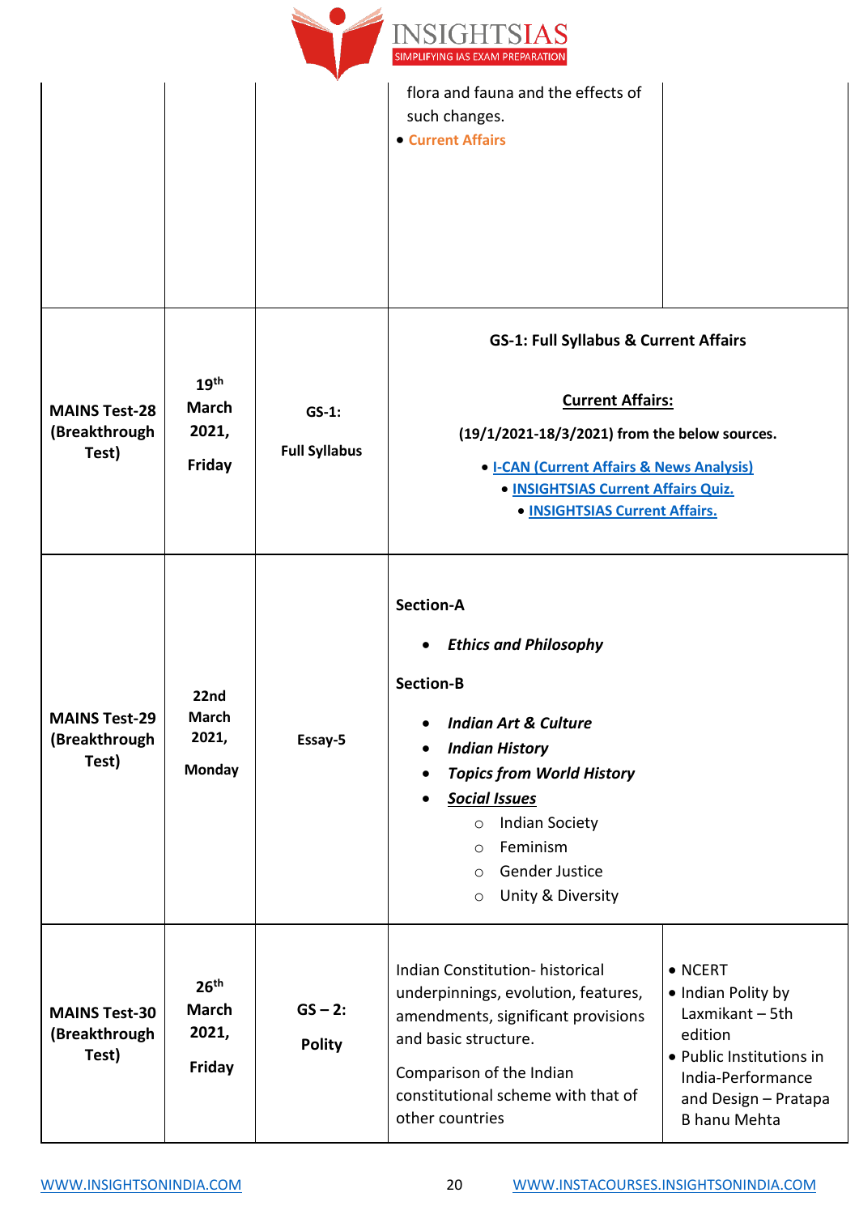| | | | | |
|---|---|---|---|---|
| | | | flora and fauna and the effects of such changes.<br>• Current Affairs | |
| **MAINS Test-28 (Breakthrough Test)** | **19th March 2021, Friday** | **GS-1: Full Syllabus** | **GS-1: Full Syllabus & Current Affairs**<br><br>**Current Affairs:**<br>**(19/1/2021-18/3/2021) from the below sources.**<br>• **I-CAN (Current Affairs & News Analysis)**<br>• **INSIGHTSIAS Current Affairs Quiz.**<br>• **INSIGHTSIAS Current Affairs.** | |
| **MAINS Test-29 (Breakthrough Test)** | **22nd March 2021, Monday** | **Essay-5** | **Section-A**<br>• ***Ethics and Philosophy***<br>**Section-B**<br>• ***Indian Art & Culture***<br>• ***Indian History***<br>• ***Topics from World History***<br>• ***Social Issues***<br>○ Indian Society<br>○ Feminism<br>○ Gender Justice<br>○ Unity & Diversity | |
| **MAINS Test-30 (Breakthrough Test)** | **26th March 2021, Friday** | **GS – 2: Polity** | Indian Constitution- historical underpinnings, evolution, features, amendments, significant provisions and basic structure.<br><br>Comparison of the Indian constitutional scheme with that of other countries | • NCERT<br>• Indian Polity by Laxmikant – 5th edition<br>• Public Institutions in India-Performance and Design – Pratapa B hanu Mehta |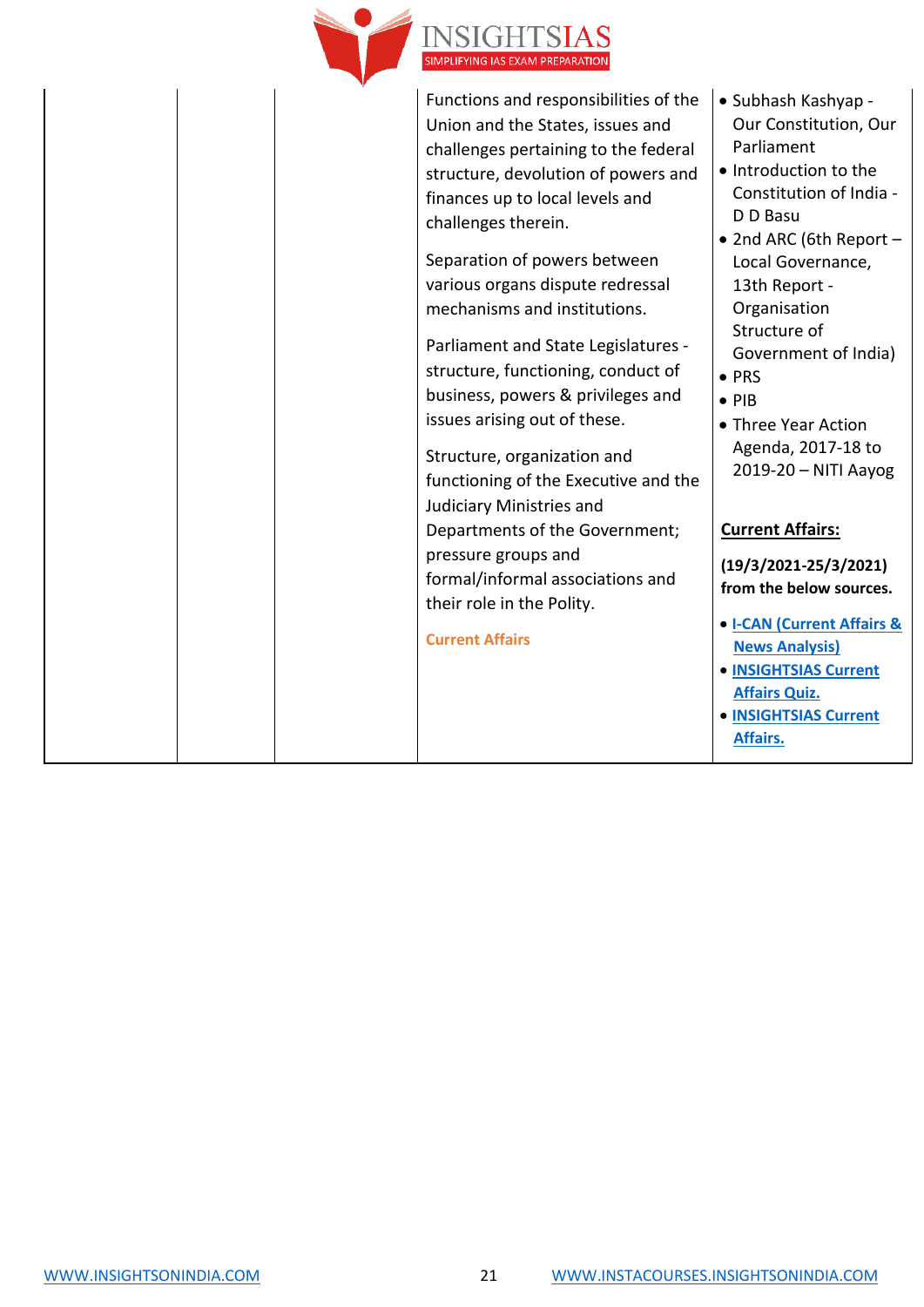| | | | | |
|---|---|---|---|---|
| | | | Functions and responsibilities of the Union and the States, issues and challenges pertaining to the federal structure, devolution of powers and finances up to local levels and challenges therein.<br><br>Separation of powers between various organs dispute redressal mechanisms and institutions.<br><br>Parliament and State Legislatures - structure, functioning, conduct of business, powers & privileges and issues arising out of these.<br><br>Structure, organization and functioning of the Executive and the Judiciary Ministries and Departments of the Government; pressure groups and formal/informal associations and their role in the Polity.<br><br>Current Affairs | • Subhash Kashyap - Our Constitution, Our Parliament<br>• Introduction to the Constitution of India - D D Basu<br>• 2nd ARC (6th Report – Local Governance, 13th Report - Organisation Structure of Government of India)<br>• PRS<br>• PIB<br>• Three Year Action Agenda, 2017-18 to 2019-20 – NITI Aayog<br><br>**Current Affairs:**<br><br>**(19/3/2021-25/3/2021) from the below sources.**<br><br>• **I-CAN (Current Affairs & News Analysis)**<br>• **INSIGHTSIAS Current Affairs Quiz.**<br>• **INSIGHTSIAS Current Affairs.** |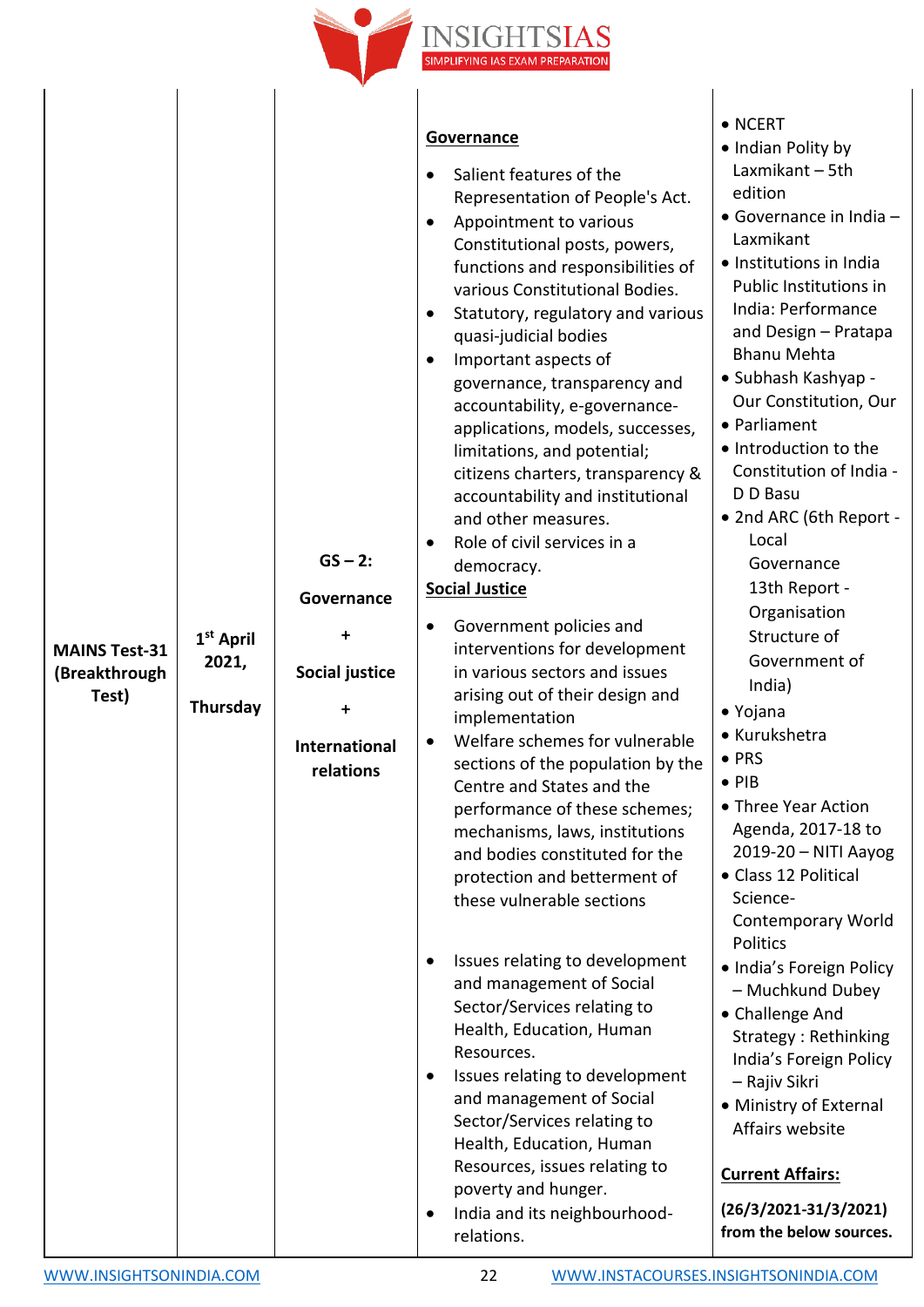| MAINS Test-31 (Breakthrough Test) | 1st April 2021, Thursday | GS – 2: Governance + Social justice + International relations | **Governance**<br>• Salient features of the Representation of People's Act.<br>• Appointment to various Constitutional posts, powers, functions and responsibilities of various Constitutional Bodies.<br>• Statutory, regulatory and various quasi-judicial bodies<br>• Important aspects of governance, transparency and accountability, e-governance- applications, models, successes, limitations, and potential; citizens charters, transparency & accountability and institutional and other measures.<br>• Role of civil services in a democracy.<br>**Social Justice**<br>• Government policies and interventions for development in various sectors and issues arising out of their design and implementation<br>• Welfare schemes for vulnerable sections of the population by the Centre and States and the performance of these schemes; mechanisms, laws, institutions and bodies constituted for the protection and betterment of these vulnerable sections<br>• Issues relating to development and management of Social Sector/Services relating to Health, Education, Human Resources.<br>• Issues relating to development and management of Social Sector/Services relating to Health, Education, Human Resources, issues relating to poverty and hunger.<br>• India and its neighbourhood- relations. | • NCERT<br>• Indian Polity by Laxmikant – 5th edition<br>• Governance in India – Laxmikant<br>• Institutions in India Public Institutions in India: Performance and Design – Pratapa Bhanu Mehta<br>• Subhash Kashyap - Our Constitution, Our<br>• Parliament<br>• Introduction to the Constitution of India - D D Basu<br>• 2nd ARC (6th Report - Local Governance 13th Report - Organisation Structure of Government of India)<br>• Yojana<br>• Kurukshetra<br>• PRS<br>• PIB<br>• Three Year Action Agenda, 2017-18 to 2019-20 – NITI Aayog<br>• Class 12 Political Science- Contemporary World Politics<br>• India's Foreign Policy – Muchkund Dubey<br>• Challenge And Strategy : Rethinking India's Foreign Policy – Rajiv Sikri<br>• Ministry of External Affairs website<br>**Current Affairs:**<br>**(26/3/2021-31/3/2021) from the below sources.** |
|---|---|---|---|---|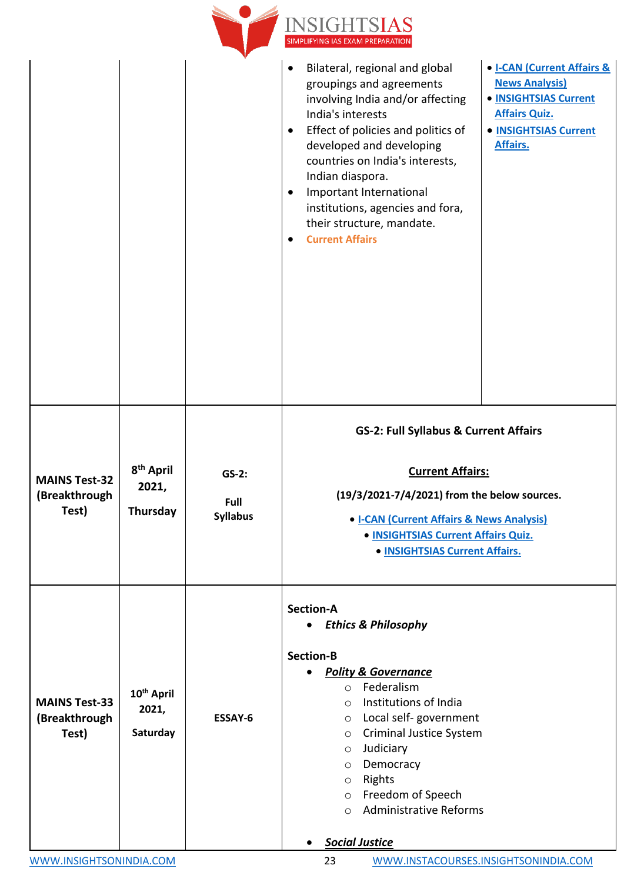| | | | | |
|---|---|---|---|---|
| | | | • Bilateral, regional and global groupings and agreements involving India and/or affecting India's interests<br>• Effect of policies and politics of developed and developing countries on India's interests, Indian diaspora.<br>• Important International institutions, agencies and fora, their structure, mandate.<br>• Current Affairs | • I-CAN (Current Affairs & News Analysis)<br>• INSIGHTSIAS Current Affairs Quiz.<br>• INSIGHTSIAS Current Affairs. |
| **MAINS Test-32 (Breakthrough Test)** | **8th April 2021, Thursday** | **GS-2: Full Syllabus** | **GS-2: Full Syllabus & Current Affairs**<br><br>**Current Affairs:**<br>**(19/3/2021-7/4/2021) from the below sources.**<br>• **I-CAN (Current Affairs & News Analysis)**<br>• **INSIGHTSIAS Current Affairs Quiz.**<br>• **INSIGHTSIAS Current Affairs.** | |
| **MAINS Test-33 (Breakthrough Test)** | **10th April 2021, Saturday** | **ESSAY-6** | **Section-A**<br>• ***Ethics & Philosophy***<br><br>**Section-B**<br>• ***Polity & Governance***<br>&nbsp;&nbsp;○ Federalism<br>&nbsp;&nbsp;○ Institutions of India<br>&nbsp;&nbsp;○ Local self- government<br>&nbsp;&nbsp;○ Criminal Justice System<br>&nbsp;&nbsp;○ Judiciary<br>&nbsp;&nbsp;○ Democracy<br>&nbsp;&nbsp;○ Rights<br>&nbsp;&nbsp;○ Freedom of Speech<br>&nbsp;&nbsp;○ Administrative Reforms<br><br>• ***Social Justice*** | |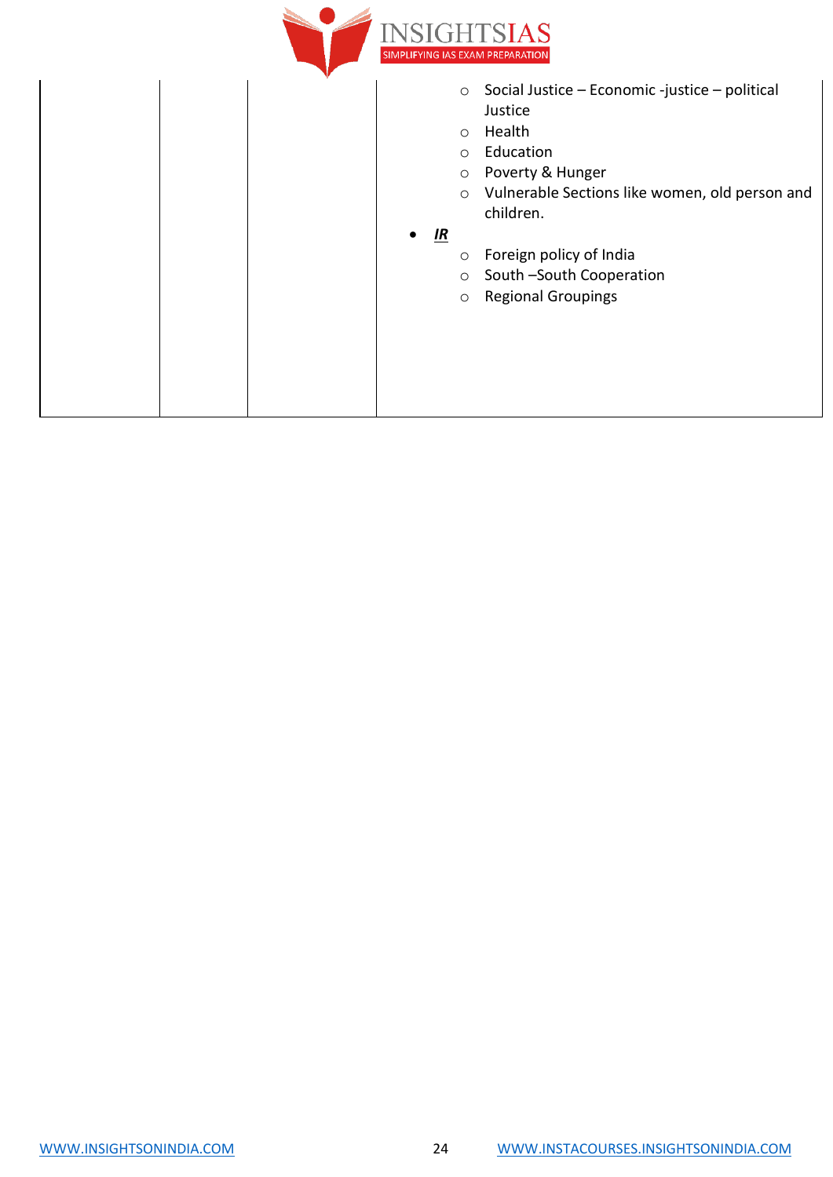| | | | |
|---|---|---|---|
| | | | <ul><li>Social Justice – Economic -justice – political Justice</li><li>Health</li><li>Education</li><li>Poverty & Hunger</li><li>Vulnerable Sections like women, old person and children.</li></ul> • ***IR*** <ul><li>Foreign policy of India</li><li>South –South Cooperation</li><li>Regional Groupings</li></ul> |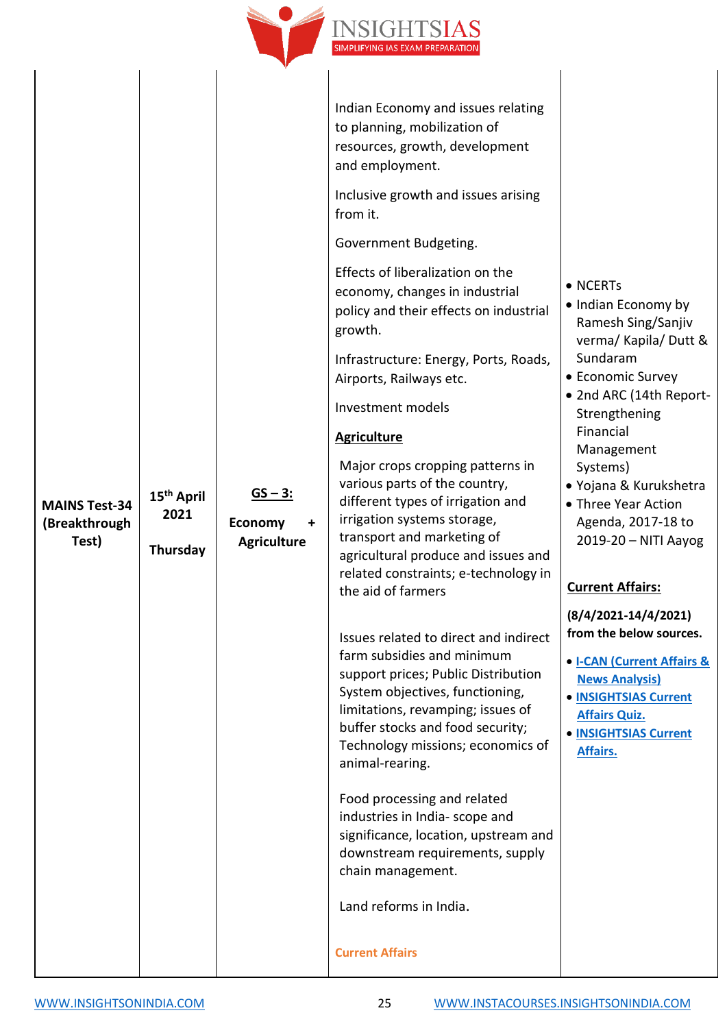| MAINS Test-34 (Breakthrough Test) | 15th April 2021<br><br>Thursday | **GS – 3:**<br><br>**Economy + Agriculture** | Indian Economy and issues relating to planning, mobilization of resources, growth, development and employment.<br><br>Inclusive growth and issues arising from it.<br><br>Government Budgeting.<br><br>Effects of liberalization on the economy, changes in industrial policy and their effects on industrial growth.<br><br>Infrastructure: Energy, Ports, Roads, Airports, Railways etc.<br><br>Investment models<br><br>**Agriculture**<br><br>Major crops cropping patterns in various parts of the country, different types of irrigation and irrigation systems storage, transport and marketing of agricultural produce and issues and related constraints; e-technology in the aid of farmers<br><br>Issues related to direct and indirect farm subsidies and minimum support prices; Public Distribution System objectives, functioning, limitations, revamping; issues of buffer stocks and food security; Technology missions; economics of animal-rearing.<br><br>Food processing and related industries in India- scope and significance, location, upstream and downstream requirements, supply chain management.<br><br>Land reforms in India.<br><br>Current Affairs | • NCERTs<br>• Indian Economy by Ramesh Sing/Sanjiv verma/ Kapila/ Dutt & Sundaram<br>• Economic Survey<br>• 2nd ARC (14th Report- Strengthening Financial Management Systems)<br>• Yojana & Kurukshetra<br>• Three Year Action Agenda, 2017-18 to 2019-20 – NITI Aayog<br><br>**Current Affairs:**<br><br>**(8/4/2021-14/4/2021) from the below sources.**<br><br>• **I-CAN (Current Affairs & News Analysis)**<br>• **INSIGHTSIAS Current Affairs Quiz.**<br>• **INSIGHTSIAS Current Affairs.** |
|---|---|---|---|---|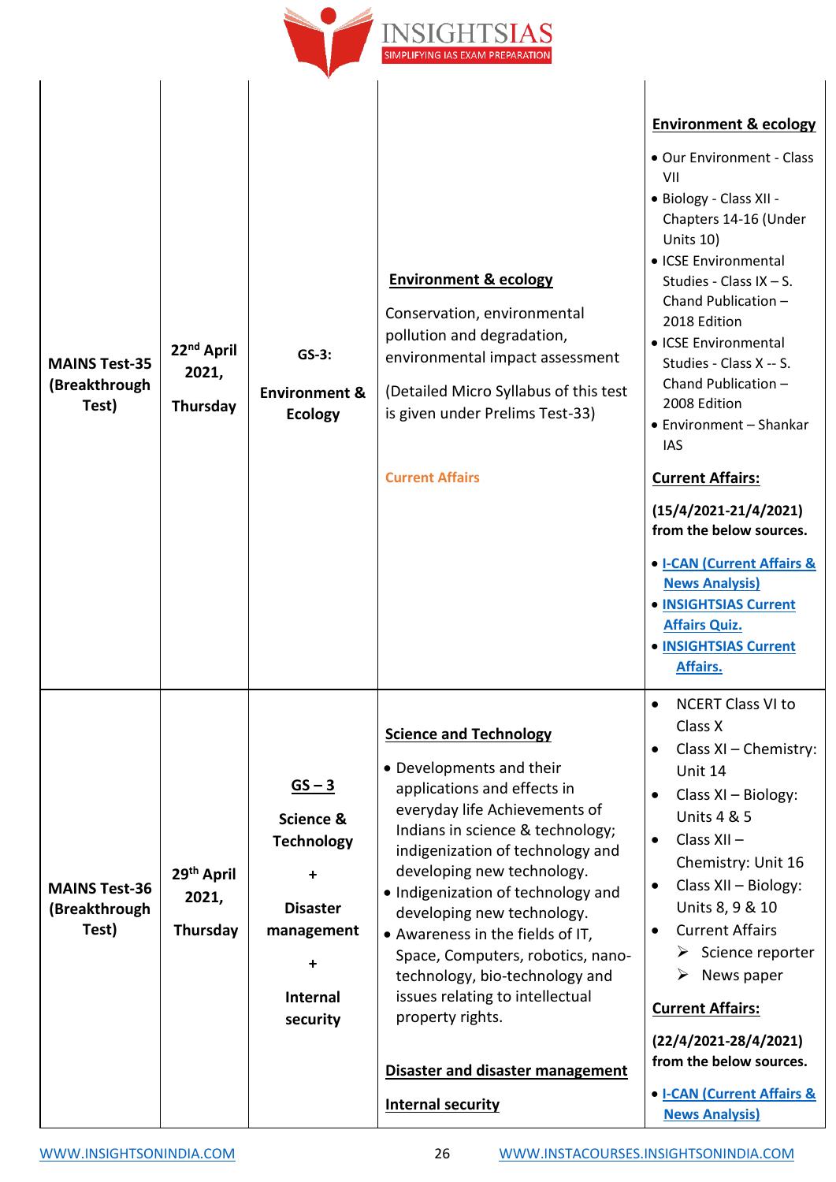| | | | | |
|---|---|---|---|---|
| **MAINS Test-35 (Breakthrough Test)** | **22nd April 2021, Thursday** | **GS-3: Environment & Ecology** | **Environment & ecology**<br><br>Conservation, environmental pollution and degradation, environmental impact assessment<br><br>(Detailed Micro Syllabus of this test is given under Prelims Test-33)<br><br>Current Affairs | **Environment & ecology**<br><br>• Our Environment - Class VII<br>• Biology - Class XII - Chapters 14-16 (Under Units 10)<br>• ICSE Environmental Studies - Class IX – S. Chand Publication – 2018 Edition<br>• ICSE Environmental Studies - Class X -- S. Chand Publication – 2008 Edition<br>• Environment – Shankar IAS<br><br>**Current Affairs:**<br><br>**(15/4/2021-21/4/2021) from the below sources.**<br><br>• I-CAN (Current Affairs & News Analysis)<br>• INSIGHTSIAS Current Affairs Quiz.<br>• INSIGHTSIAS Current Affairs. |
| **MAINS Test-36 (Breakthrough Test)** | **29th April 2021, Thursday** | **GS – 3**<br><br>**Science & Technology**<br><br>**+**<br><br>**Disaster management**<br><br>**+**<br><br>**Internal security** | **Science and Technology**<br><br>• Developments and their applications and effects in everyday life Achievements of Indians in science & technology; indigenization of technology and developing new technology.<br>• Indigenization of technology and developing new technology.<br>• Awareness in the fields of IT, Space, Computers, robotics, nano-technology, bio-technology and issues relating to intellectual property rights.<br><br>**Disaster and disaster management**<br><br>**Internal security** | • NCERT Class VI to Class X<br>• Class XI – Chemistry: Unit 14<br>• Class XI – Biology: Units 4 & 5<br>• Class XII – Chemistry: Unit 16<br>• Class XII – Biology: Units 8, 9 & 10<br>• Current Affairs<br>  ➢ Science reporter<br>  ➢ News paper<br><br>**Current Affairs:**<br><br>**(22/4/2021-28/4/2021) from the below sources.**<br><br>• I-CAN (Current Affairs & News Analysis) |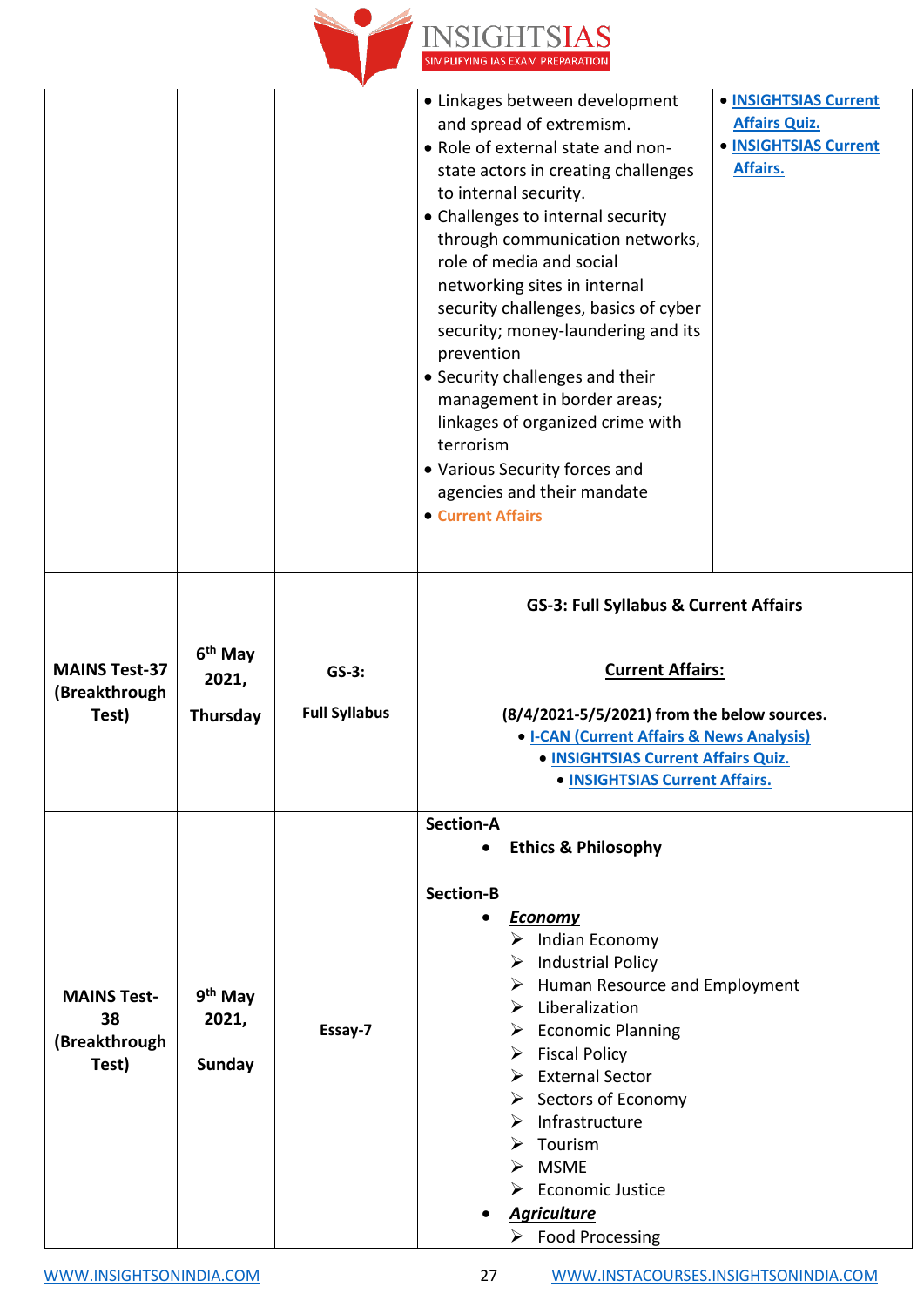| | | | | |
|---|---|---|---|---|
| | | | • Linkages between development and spread of extremism.<br>• Role of external state and non-state actors in creating challenges to internal security.<br>• Challenges to internal security through communication networks, role of media and social networking sites in internal security challenges, basics of cyber security; money-laundering and its prevention<br>• Security challenges and their management in border areas; linkages of organized crime with terrorism<br>• Various Security forces and agencies and their mandate<br>• Current Affairs | • INSIGHTSIAS Current Affairs Quiz.<br>• INSIGHTSIAS Current Affairs. |
| **MAINS Test-37 (Breakthrough Test)** | **6th May 2021, Thursday** | **GS-3: Full Syllabus** | **GS-3: Full Syllabus & Current Affairs**<br><br>**Current Affairs:**<br><br>**(8/4/2021-5/5/2021) from the below sources.**<br>• **I-CAN (Current Affairs & News Analysis)**<br>• **INSIGHTSIAS Current Affairs Quiz.**<br>• **INSIGHTSIAS Current Affairs.** | |
| **MAINS Test-38 (Breakthrough Test)** | **9th May 2021, Sunday** | **Essay-7** | **Section-A**<br>• **Ethics & Philosophy**<br><br>**Section-B**<br>• ***Economy***<br>➢ Indian Economy<br>➢ Industrial Policy<br>➢ Human Resource and Employment<br>➢ Liberalization<br>➢ Economic Planning<br>➢ Fiscal Policy<br>➢ External Sector<br>➢ Sectors of Economy<br>➢ Infrastructure<br>➢ Tourism<br>➢ MSME<br>➢ Economic Justice<br>• ***Agriculture***<br>➢ Food Processing | |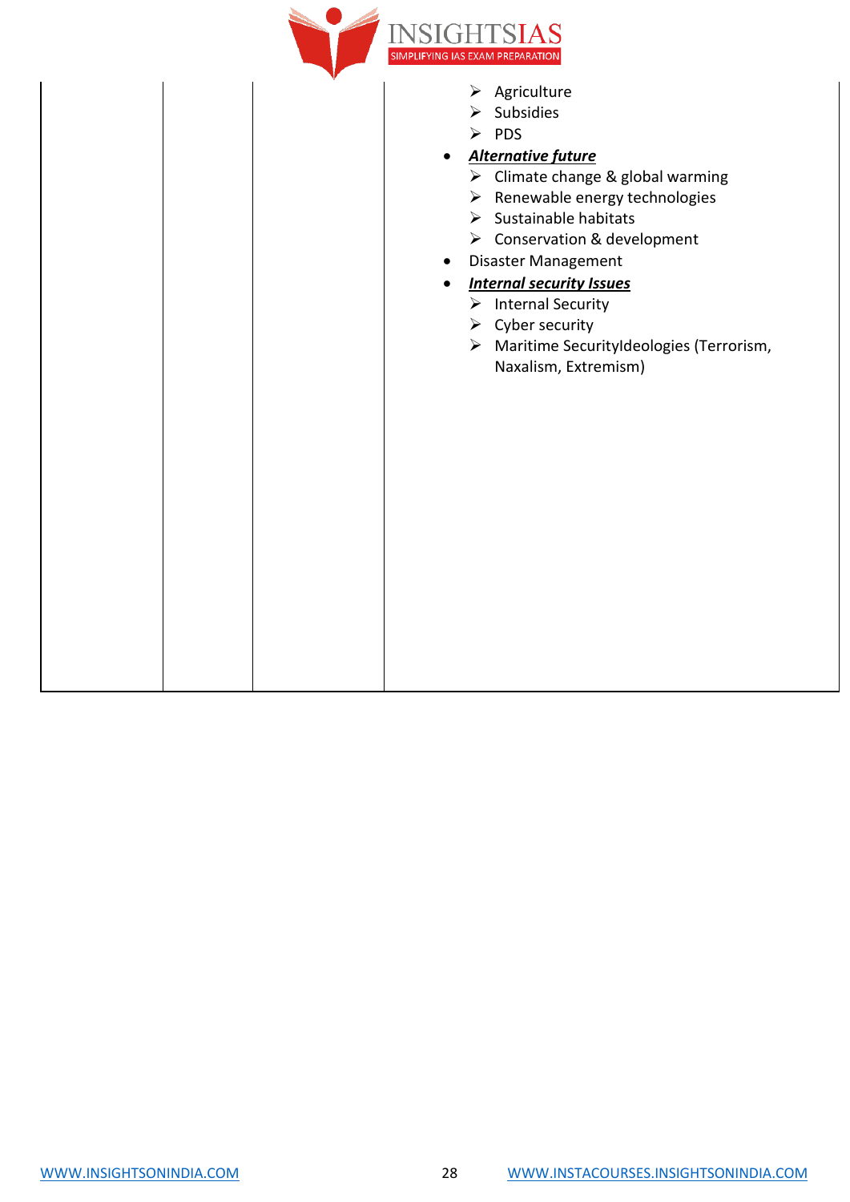| | | | |
|---|---|---|---|
| | | | <ul><li>Agriculture</li><li>Subsidies</li><li>PDS</li></ul>• ***<u>Alternative future</u>***<ul><li>Climate change & global warming</li><li>Renewable energy technologies</li><li>Sustainable habitats</li><li>Conservation & development</li></ul>• Disaster Management<br>• ***<u>Internal security Issues</u>***<ul><li>Internal Security</li><li>Cyber security</li><li>Maritime SecurityIdeologies (Terrorism, Naxalism, Extremism)</li></ul> |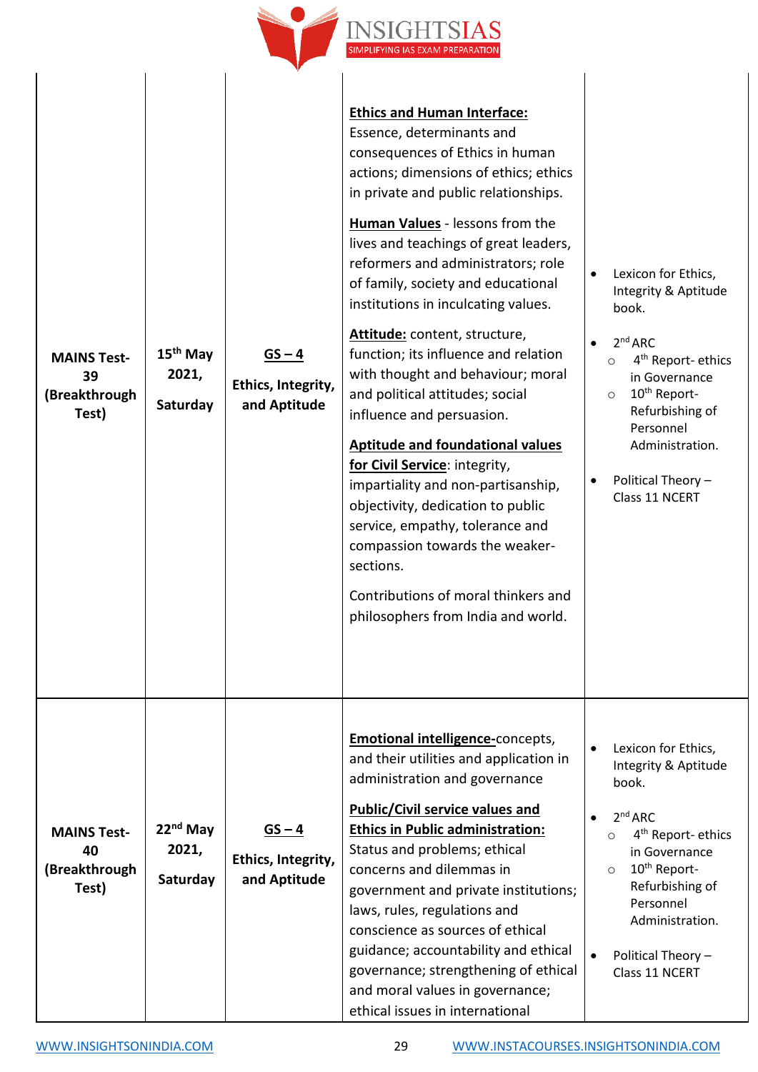| | | | | |
|---|---|---|---|---|
| **MAINS Test-39 (Breakthrough Test)** | **15th May 2021, Saturday** | **GS – 4** **Ethics, Integrity, and Aptitude** | **Ethics and Human Interface:** Essence, determinants and consequences of Ethics in human actions; dimensions of ethics; ethics in private and public relationships. **Human Values** - lessons from the lives and teachings of great leaders, reformers and administrators; role of family, society and educational institutions in inculcating values. **Attitude:** content, structure, function; its influence and relation with thought and behaviour; moral and political attitudes; social influence and persuasion. **Aptitude and foundational values for Civil Service**: integrity, impartiality and non-partisanship, objectivity, dedication to public service, empathy, tolerance and compassion towards the weaker-sections. Contributions of moral thinkers and philosophers from India and world. | • Lexicon for Ethics, Integrity & Aptitude book. • 2nd ARC ○ 4th Report- ethics in Governance ○ 10th Report- Refurbishing of Personnel Administration. • Political Theory – Class 11 NCERT |
| **MAINS Test-40 (Breakthrough Test)** | **22nd May 2021, Saturday** | **GS – 4** **Ethics, Integrity, and Aptitude** | **Emotional intelligence-**concepts, and their utilities and application in administration and governance **Public/Civil service values and Ethics in Public administration:** Status and problems; ethical concerns and dilemmas in government and private institutions; laws, rules, regulations and conscience as sources of ethical guidance; accountability and ethical governance; strengthening of ethical and moral values in governance; ethical issues in international | • Lexicon for Ethics, Integrity & Aptitude book. • 2nd ARC ○ 4th Report- ethics in Governance ○ 10th Report- Refurbishing of Personnel Administration. • Political Theory – Class 11 NCERT |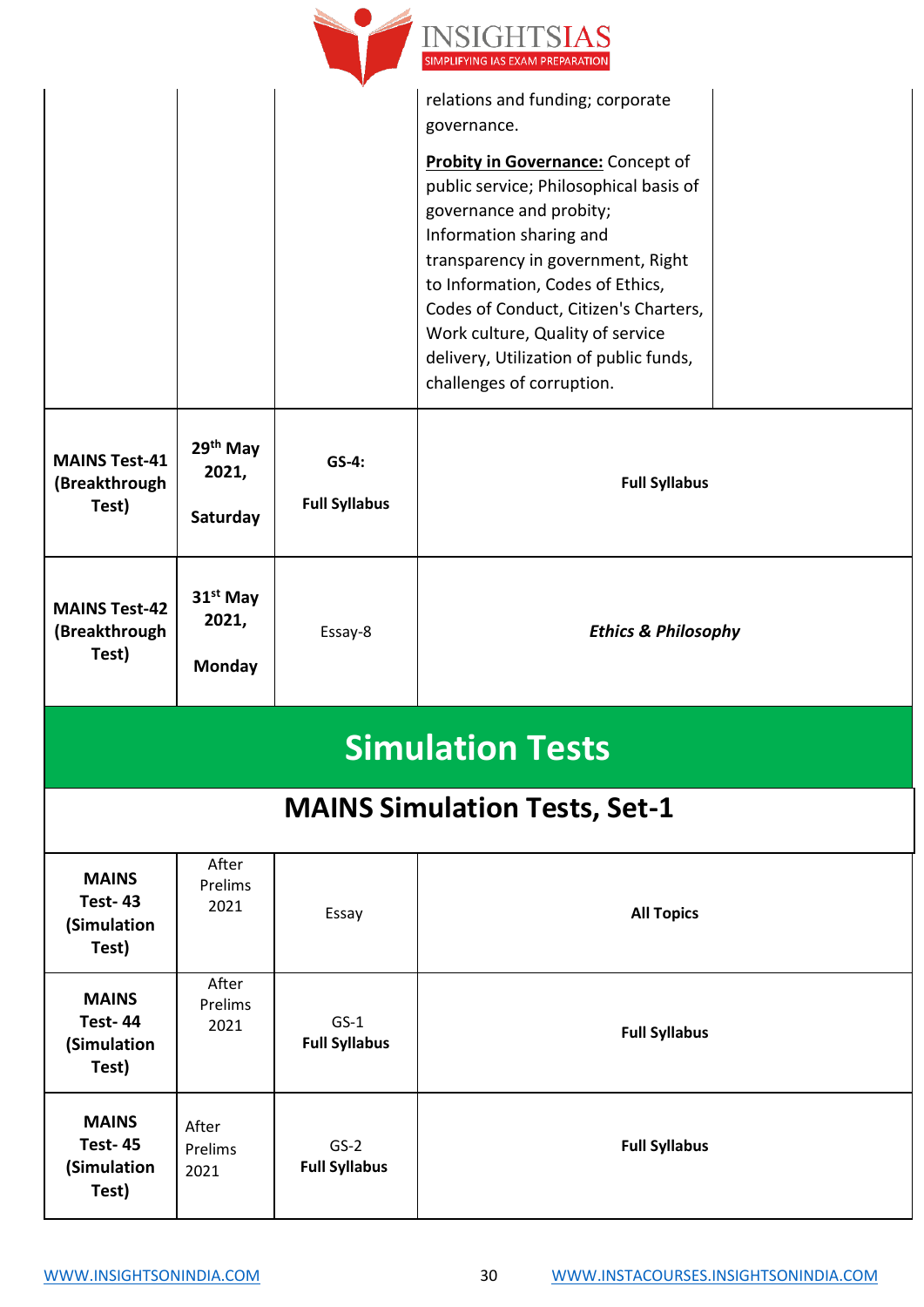| | | | | |
|---|---|---|---|---|
| | | | relations and funding; corporate governance.<br><br>**Probity in Governance:** Concept of public service; Philosophical basis of governance and probity; Information sharing and transparency in government, Right to Information, Codes of Ethics, Codes of Conduct, Citizen's Charters, Work culture, Quality of service delivery, Utilization of public funds, challenges of corruption. | |
| **MAINS Test-41 (Breakthrough Test)** | **29th May 2021, Saturday** | **GS-4: Full Syllabus** | **Full Syllabus** | |
| **MAINS Test-42 (Breakthrough Test)** | **31st May 2021, Monday** | Essay-8 | ***Ethics & Philosophy*** | |

# Simulation Tests

## MAINS Simulation Tests, Set-1

| | | | |
|---|---|---|---|
| **MAINS Test- 43 (Simulation Test)** | After Prelims 2021 | Essay | **All Topics** |
| **MAINS Test- 44 (Simulation Test)** | After Prelims 2021 | GS-1 **Full Syllabus** | **Full Syllabus** |
| **MAINS Test- 45 (Simulation Test)** | After Prelims 2021 | GS-2 **Full Syllabus** | **Full Syllabus** |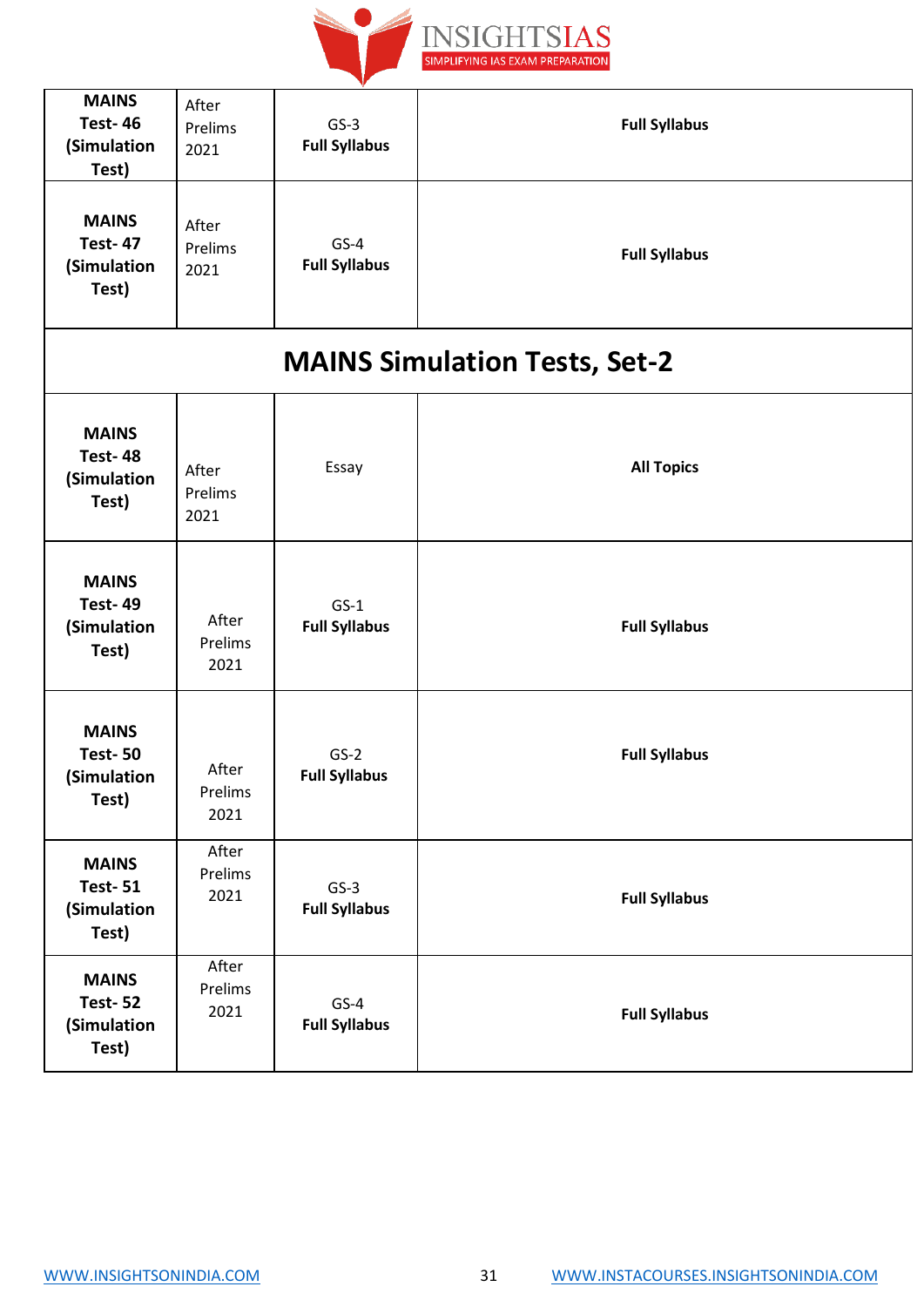| | | | |
|---|---|---|---|
| **MAINS Test- 46 (Simulation Test)** | After Prelims 2021 | GS-3 **Full Syllabus** | **Full Syllabus** |
| **MAINS Test- 47 (Simulation Test)** | After Prelims 2021 | GS-4 **Full Syllabus** | **Full Syllabus** |
| **MAINS Simulation Tests, Set-2** | | | |
| **MAINS Test- 48 (Simulation Test)** | After Prelims 2021 | Essay | **All Topics** |
| **MAINS Test- 49 (Simulation Test)** | After Prelims 2021 | GS-1 **Full Syllabus** | **Full Syllabus** |
| **MAINS Test- 50 (Simulation Test)** | After Prelims 2021 | GS-2 **Full Syllabus** | **Full Syllabus** |
| **MAINS Test- 51 (Simulation Test)** | After Prelims 2021 | GS-3 **Full Syllabus** | **Full Syllabus** |
| **MAINS Test- 52 (Simulation Test)** | After Prelims 2021 | GS-4 **Full Syllabus** | **Full Syllabus** |